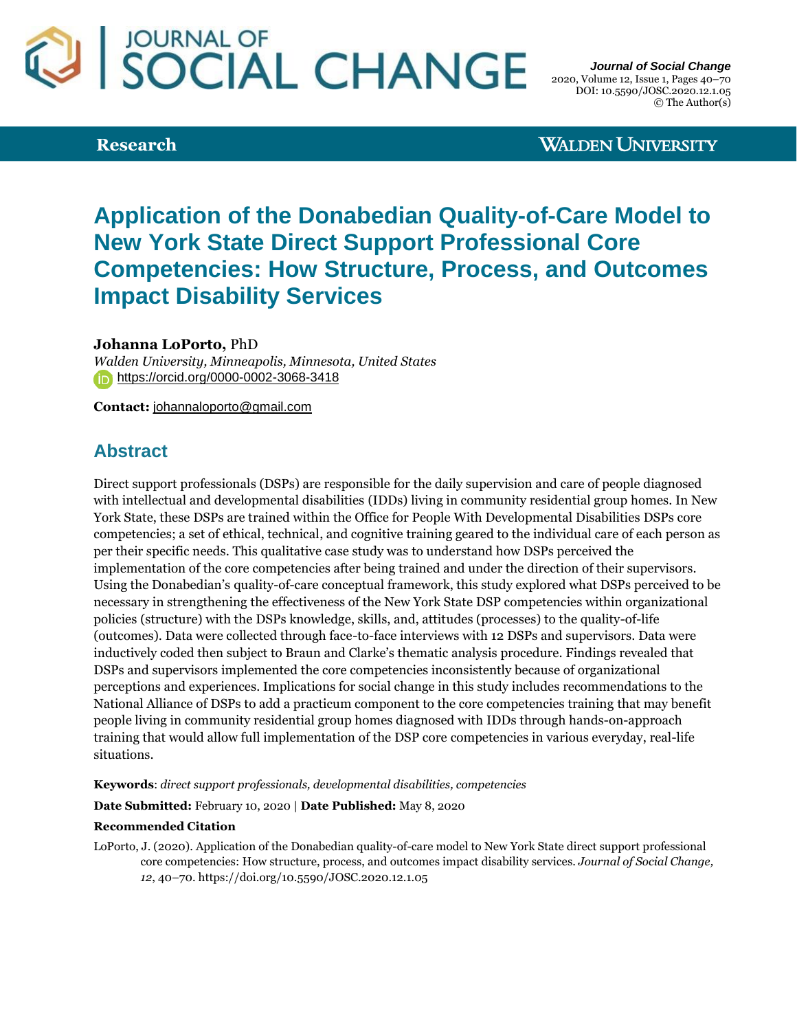# Application of the Donabedian Quality-of-Care Model to New York State Direct Support Professional Core Competencies: How Structure, Process, and Outcomes Impact Disability Services

**Johanna LoPorto,** PhD

*Walden University, Minneapolis, Minnesota, United States*

https://orcid.org/0000-0002-3068-3418

**Contact:** johannaloporto@gmail.com

## Abstract

Direct support professionals (DSPs) are responsible for the daily supervision and care of people diagnosed with intellectual and developmental disabilities (IDDs) living in community residential group homes. In New York State, these DSPs are trained within the Office for People With Developmental Disabilities DSPs core competencies; a set of ethical, technical, and cognitive training geared to the individual care of each person as per their specific needs. This qualitative case study was to understand how DSPs perceived the implementation of the core competencies after being trained and under the direction of their supervisors. Using the Donabedian's quality-of-care conceptual framework, this study explored what DSPs perceived to be necessary in strengthening the effectiveness of the New York State DSP competencies within organizational policies (structure) with the DSPs knowledge, skills, and, attitudes (processes) to the quality-of-life (outcomes). Data were collected through face-to-face interviews with 12 DSPs and supervisors. Data were inductively coded then subject to Braun and Clarke's thematic analysis procedure. Findings revealed that DSPs and supervisors implemented the core competencies inconsistently because of organizational perceptions and experiences. Implications for social change in this study includes recommendations to the National Alliance of DSPs to add a practicum component to the core competencies training that may benefit people living in community residential group homes diagnosed with IDDs through hands-on-approach training that would allow full implementation of the DSP core competencies in various everyday, real-life situations.

**Keywords**: *direct support professionals, developmental disabilities, competencies*

**Date Submitted:** February 10, 2020 | **Date Published:** May 8, 2020

**Recommended Citation**

LoPorto, J. (2020). Application of the Donabedian quality-of-care model to New York State direct support professional core competencies: How structure, process, and outcomes impact disability services. *Journal of Social Change, 12*, 40–70. https://doi.org/10.5590/JOSC.2020.12.1.05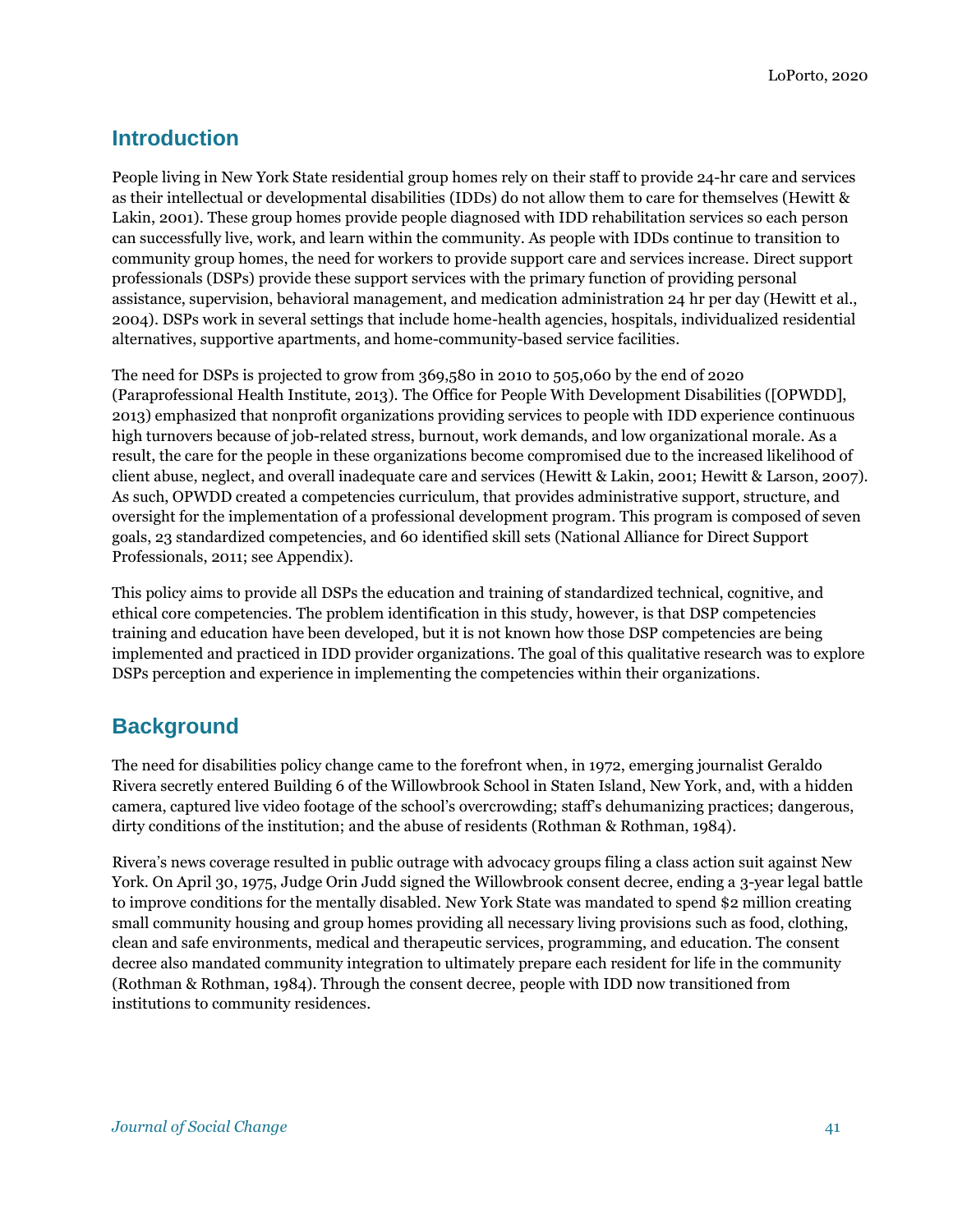## Introduction

People living in New York State residential group homes rely on their staff to provide 24-hr care and services as their intellectual or developmental disabilities (IDDs) do not allow them to care for themselves (Hewitt & Lakin, 2001). These group homes provide people diagnosed with IDD rehabilitation services so each person can successfully live, work, and learn within the community. As people with IDDs continue to transition to community group homes, the need for workers to provide support care and services increase. Direct support professionals (DSPs) provide these support services with the primary function of providing personal assistance, supervision, behavioral management, and medication administration 24 hr per day (Hewitt et al., 2004). DSPs work in several settings that include home-health agencies, hospitals, individualized residential alternatives, supportive apartments, and home-community-based service facilities.

The need for DSPs is projected to grow from 369,580 in 2010 to 505,060 by the end of 2020 (Paraprofessional Health Institute, 2013). The Office for People With Development Disabilities ([OPWDD], 2013) emphasized that nonprofit organizations providing services to people with IDD experience continuous high turnovers because of job-related stress, burnout, work demands, and low organizational morale. As a result, the care for the people in these organizations become compromised due to the increased likelihood of client abuse, neglect, and overall inadequate care and services (Hewitt & Lakin, 2001; Hewitt & Larson, 2007). As such, OPWDD created a competencies curriculum, that provides administrative support, structure, and oversight for the implementation of a professional development program. This program is composed of seven goals, 23 standardized competencies, and 60 identified skill sets (National Alliance for Direct Support Professionals, 2011; see Appendix).

This policy aims to provide all DSPs the education and training of standardized technical, cognitive, and ethical core competencies. The problem identification in this study, however, is that DSP competencies training and education have been developed, but it is not known how those DSP competencies are being implemented and practiced in IDD provider organizations. The goal of this qualitative research was to explore DSPs perception and experience in implementing the competencies within their organizations.

## Background

The need for disabilities policy change came to the forefront when, in 1972, emerging journalist Geraldo Rivera secretly entered Building 6 of the Willowbrook School in Staten Island, New York, and, with a hidden camera, captured live video footage of the school's overcrowding; staff's dehumanizing practices; dangerous, dirty conditions of the institution; and the abuse of residents (Rothman & Rothman, 1984).

Rivera's news coverage resulted in public outrage with advocacy groups filing a class action suit against New York. On April 30, 1975, Judge Orin Judd signed the Willowbrook consent decree, ending a 3-year legal battle to improve conditions for the mentally disabled. New York State was mandated to spend $2 million creating small community housing and group homes providing all necessary living provisions such as food, clothing, clean and safe environments, medical and therapeutic services, programming, and education. The consent decree also mandated community integration to ultimately prepare each resident for life in the community (Rothman & Rothman, 1984). Through the consent decree, people with IDD now transitioned from institutions to community residences.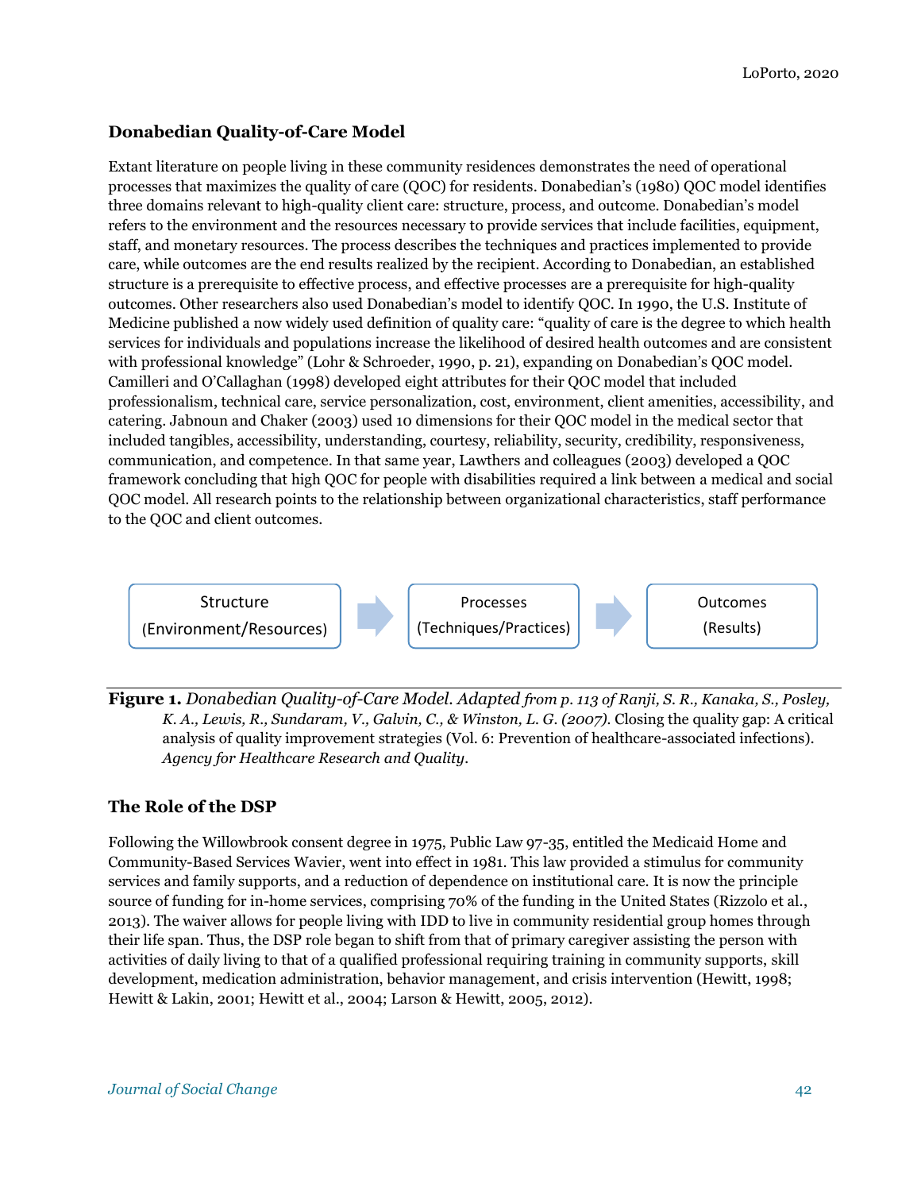## Donabedian Quality-of-Care Model

Extant literature on people living in these community residences demonstrates the need of operational processes that maximizes the quality of care (QOC) for residents. Donabedian's (1980) QOC model identifies three domains relevant to high-quality client care: structure, process, and outcome. Donabedian's model refers to the environment and the resources necessary to provide services that include facilities, equipment, staff, and monetary resources. The process describes the techniques and practices implemented to provide care, while outcomes are the end results realized by the recipient. According to Donabedian, an established structure is a prerequisite to effective process, and effective processes are a prerequisite for high-quality outcomes. Other researchers also used Donabedian's model to identify QOC. In 1990, the U.S. Institute of Medicine published a now widely used definition of quality care: "quality of care is the degree to which health services for individuals and populations increase the likelihood of desired health outcomes and are consistent with professional knowledge" (Lohr & Schroeder, 1990, p. 21), expanding on Donabedian's QOC model. Camilleri and O'Callaghan (1998) developed eight attributes for their QOC model that included professionalism, technical care, service personalization, cost, environment, client amenities, accessibility, and catering. Jabnoun and Chaker (2003) used 10 dimensions for their QOC model in the medical sector that included tangibles, accessibility, understanding, courtesy, reliability, security, credibility, responsiveness, communication, and competence. In that same year, Lawthers and colleagues (2003) developed a QOC framework concluding that high QOC for people with disabilities required a link between a medical and social QOC model. All research points to the relationship between organizational characteristics, staff performance to the QOC and client outcomes.

Structure (Environment/Resources) → Processes (Techniques/Practices) → Outcomes (Results)

**Figure 1.** *Donabedian Quality-of-Care Model. Adapted from p. 113 of Ranji, S. R., Kanaka, S., Posley, K. A., Lewis, R., Sundaram, V., Galvin, C., & Winston, L. G. (2007).* Closing the quality gap: A critical analysis of quality improvement strategies (Vol. 6: Prevention of healthcare-associated infections). *Agency for Healthcare Research and Quality.*

## The Role of the DSP

Following the Willowbrook consent degree in 1975, Public Law 97-35, entitled the Medicaid Home and Community-Based Services Wavier, went into effect in 1981. This law provided a stimulus for community services and family supports, and a reduction of dependence on institutional care. It is now the principle source of funding for in-home services, comprising 70% of the funding in the United States (Rizzolo et al., 2013). The waiver allows for people living with IDD to live in community residential group homes through their life span. Thus, the DSP role began to shift from that of primary caregiver assisting the person with activities of daily living to that of a qualified professional requiring training in community supports, skill development, medication administration, behavior management, and crisis intervention (Hewitt, 1998; Hewitt & Lakin, 2001; Hewitt et al., 2004; Larson & Hewitt, 2005, 2012).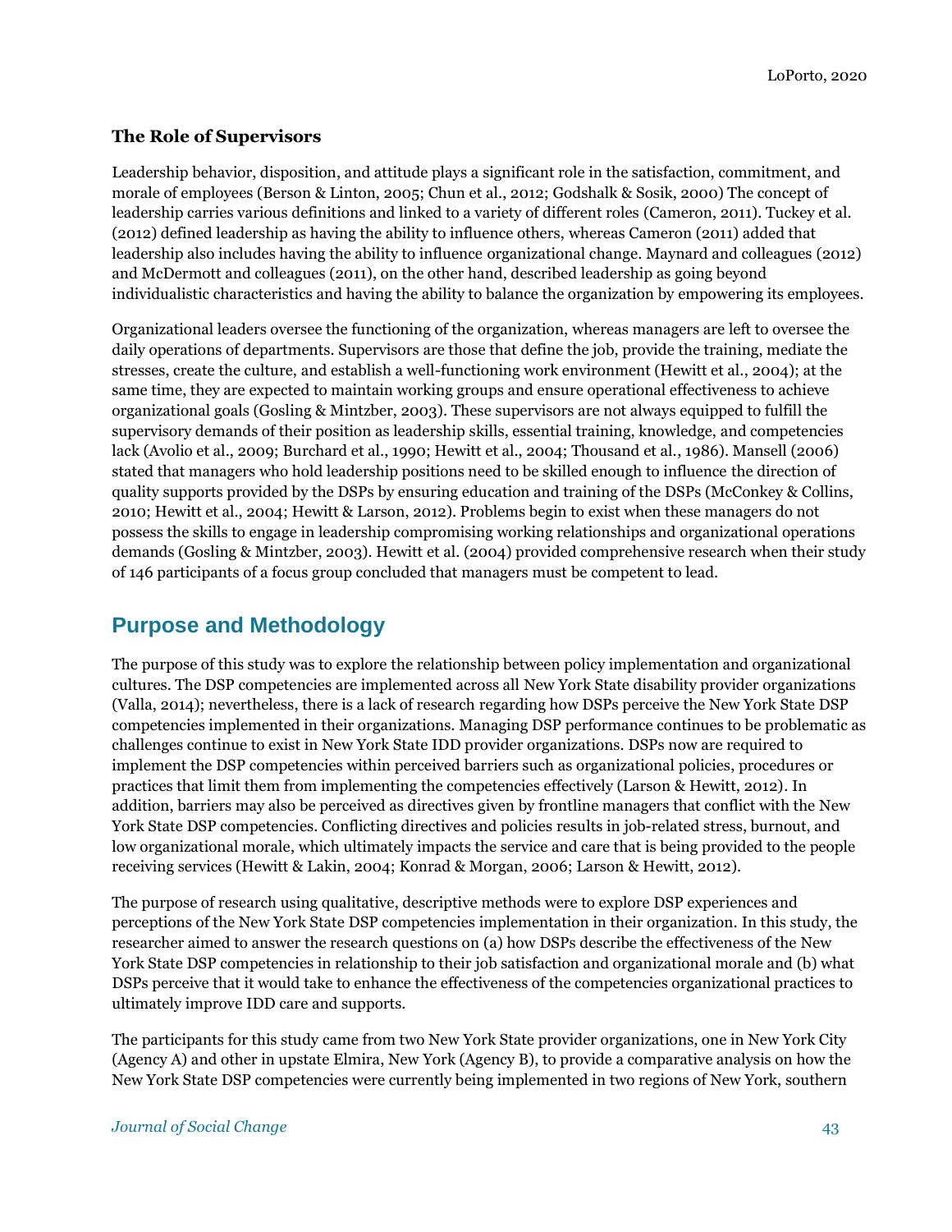### The Role of Supervisors

Leadership behavior, disposition, and attitude plays a significant role in the satisfaction, commitment, and morale of employees (Berson & Linton, 2005; Chun et al., 2012; Godshalk & Sosik, 2000) The concept of leadership carries various definitions and linked to a variety of different roles (Cameron, 2011). Tuckey et al. (2012) defined leadership as having the ability to influence others, whereas Cameron (2011) added that leadership also includes having the ability to influence organizational change. Maynard and colleagues (2012) and McDermott and colleagues (2011), on the other hand, described leadership as going beyond individualistic characteristics and having the ability to balance the organization by empowering its employees.

Organizational leaders oversee the functioning of the organization, whereas managers are left to oversee the daily operations of departments. Supervisors are those that define the job, provide the training, mediate the stresses, create the culture, and establish a well-functioning work environment (Hewitt et al., 2004); at the same time, they are expected to maintain working groups and ensure operational effectiveness to achieve organizational goals (Gosling & Mintzber, 2003). These supervisors are not always equipped to fulfill the supervisory demands of their position as leadership skills, essential training, knowledge, and competencies lack (Avolio et al., 2009; Burchard et al., 1990; Hewitt et al., 2004; Thousand et al., 1986). Mansell (2006) stated that managers who hold leadership positions need to be skilled enough to influence the direction of quality supports provided by the DSPs by ensuring education and training of the DSPs (McConkey & Collins, 2010; Hewitt et al., 2004; Hewitt & Larson, 2012). Problems begin to exist when these managers do not possess the skills to engage in leadership compromising working relationships and organizational operations demands (Gosling & Mintzber, 2003). Hewitt et al. (2004) provided comprehensive research when their study of 146 participants of a focus group concluded that managers must be competent to lead.

## Purpose and Methodology

The purpose of this study was to explore the relationship between policy implementation and organizational cultures. The DSP competencies are implemented across all New York State disability provider organizations (Valla, 2014); nevertheless, there is a lack of research regarding how DSPs perceive the New York State DSP competencies implemented in their organizations. Managing DSP performance continues to be problematic as challenges continue to exist in New York State IDD provider organizations. DSPs now are required to implement the DSP competencies within perceived barriers such as organizational policies, procedures or practices that limit them from implementing the competencies effectively (Larson & Hewitt, 2012). In addition, barriers may also be perceived as directives given by frontline managers that conflict with the New York State DSP competencies. Conflicting directives and policies results in job-related stress, burnout, and low organizational morale, which ultimately impacts the service and care that is being provided to the people receiving services (Hewitt & Lakin, 2004; Konrad & Morgan, 2006; Larson & Hewitt, 2012).

The purpose of research using qualitative, descriptive methods were to explore DSP experiences and perceptions of the New York State DSP competencies implementation in their organization. In this study, the researcher aimed to answer the research questions on (a) how DSPs describe the effectiveness of the New York State DSP competencies in relationship to their job satisfaction and organizational morale and (b) what DSPs perceive that it would take to enhance the effectiveness of the competencies organizational practices to ultimately improve IDD care and supports.

The participants for this study came from two New York State provider organizations, one in New York City (Agency A) and other in upstate Elmira, New York (Agency B), to provide a comparative analysis on how the New York State DSP competencies were currently being implemented in two regions of New York, southern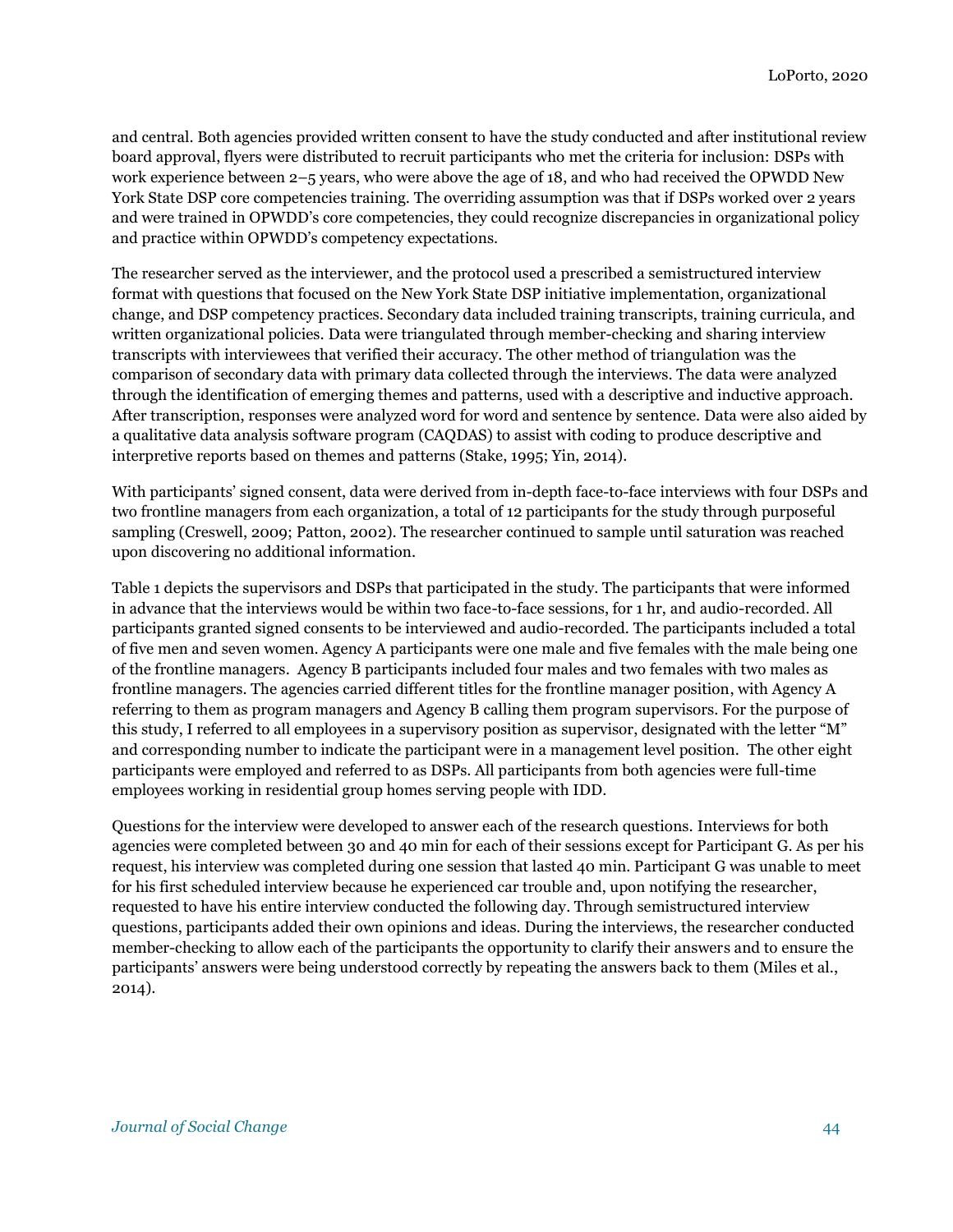and central. Both agencies provided written consent to have the study conducted and after institutional review board approval, flyers were distributed to recruit participants who met the criteria for inclusion: DSPs with work experience between 2–5 years, who were above the age of 18, and who had received the OPWDD New York State DSP core competencies training. The overriding assumption was that if DSPs worked over 2 years and were trained in OPWDD's core competencies, they could recognize discrepancies in organizational policy and practice within OPWDD's competency expectations.

The researcher served as the interviewer, and the protocol used a prescribed a semistructured interview format with questions that focused on the New York State DSP initiative implementation, organizational change, and DSP competency practices. Secondary data included training transcripts, training curricula, and written organizational policies. Data were triangulated through member-checking and sharing interview transcripts with interviewees that verified their accuracy. The other method of triangulation was the comparison of secondary data with primary data collected through the interviews. The data were analyzed through the identification of emerging themes and patterns, used with a descriptive and inductive approach. After transcription, responses were analyzed word for word and sentence by sentence. Data were also aided by a qualitative data analysis software program (CAQDAS) to assist with coding to produce descriptive and interpretive reports based on themes and patterns (Stake, 1995; Yin, 2014).

With participants' signed consent, data were derived from in-depth face-to-face interviews with four DSPs and two frontline managers from each organization, a total of 12 participants for the study through purposeful sampling (Creswell, 2009; Patton, 2002). The researcher continued to sample until saturation was reached upon discovering no additional information.

Table 1 depicts the supervisors and DSPs that participated in the study. The participants that were informed in advance that the interviews would be within two face-to-face sessions, for 1 hr, and audio-recorded. All participants granted signed consents to be interviewed and audio-recorded. The participants included a total of five men and seven women. Agency A participants were one male and five females with the male being one of the frontline managers. Agency B participants included four males and two females with two males as frontline managers. The agencies carried different titles for the frontline manager position, with Agency A referring to them as program managers and Agency B calling them program supervisors. For the purpose of this study, I referred to all employees in a supervisory position as supervisor, designated with the letter "M" and corresponding number to indicate the participant were in a management level position. The other eight participants were employed and referred to as DSPs. All participants from both agencies were full-time employees working in residential group homes serving people with IDD.

Questions for the interview were developed to answer each of the research questions. Interviews for both agencies were completed between 30 and 40 min for each of their sessions except for Participant G. As per his request, his interview was completed during one session that lasted 40 min. Participant G was unable to meet for his first scheduled interview because he experienced car trouble and, upon notifying the researcher, requested to have his entire interview conducted the following day. Through semistructured interview questions, participants added their own opinions and ideas. During the interviews, the researcher conducted member-checking to allow each of the participants the opportunity to clarify their answers and to ensure the participants' answers were being understood correctly by repeating the answers back to them (Miles et al., 2014).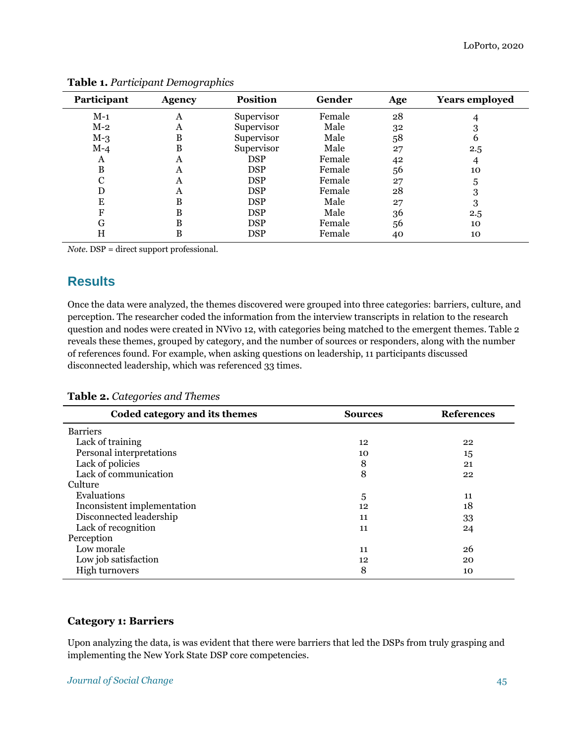**Table 1.** *Participant Demographics*

| Participant | Agency | Position | Gender | Age | Years employed |
|---|---|---|---|---|---|
| M-1 | A | Supervisor | Female | 28 | 4 |
| M-2 | A | Supervisor | Male | 32 | 3 |
| M-3 | B | Supervisor | Male | 58 | 6 |
| M-4 | B | Supervisor | Male | 27 | 2.5 |
| A | A | DSP | Female | 42 | 4 |
| B | A | DSP | Female | 56 | 10 |
| C | A | DSP | Female | 27 | 5 |
| D | A | DSP | Female | 28 | 3 |
| E | B | DSP | Male | 27 | 3 |
| F | B | DSP | Male | 36 | 2.5 |
| G | B | DSP | Female | 56 | 10 |
| H | B | DSP | Female | 40 | 10 |

*Note.* DSP = direct support professional.

## Results

Once the data were analyzed, the themes discovered were grouped into three categories: barriers, culture, and perception. The researcher coded the information from the interview transcripts in relation to the research question and nodes were created in NVivo 12, with categories being matched to the emergent themes. Table 2 reveals these themes, grouped by category, and the number of sources or responders, along with the number of references found. For example, when asking questions on leadership, 11 participants discussed disconnected leadership, which was referenced 33 times.

**Table 2.** *Categories and Themes*

| Coded category and its themes | Sources | References |
|---|---|---|
| Barriers | | |
| Lack of training | 12 | 22 |
| Personal interpretations | 10 | 15 |
| Lack of policies | 8 | 21 |
| Lack of communication | 8 | 22 |
| Culture | | |
| Evaluations | 5 | 11 |
| Inconsistent implementation | 12 | 18 |
| Disconnected leadership | 11 | 33 |
| Lack of recognition | 11 | 24 |
| Perception | | |
| Low morale | 11 | 26 |
| Low job satisfaction | 12 | 20 |
| High turnovers | 8 | 10 |

### Category 1: Barriers

Upon analyzing the data, is was evident that there were barriers that led the DSPs from truly grasping and implementing the New York State DSP core competencies.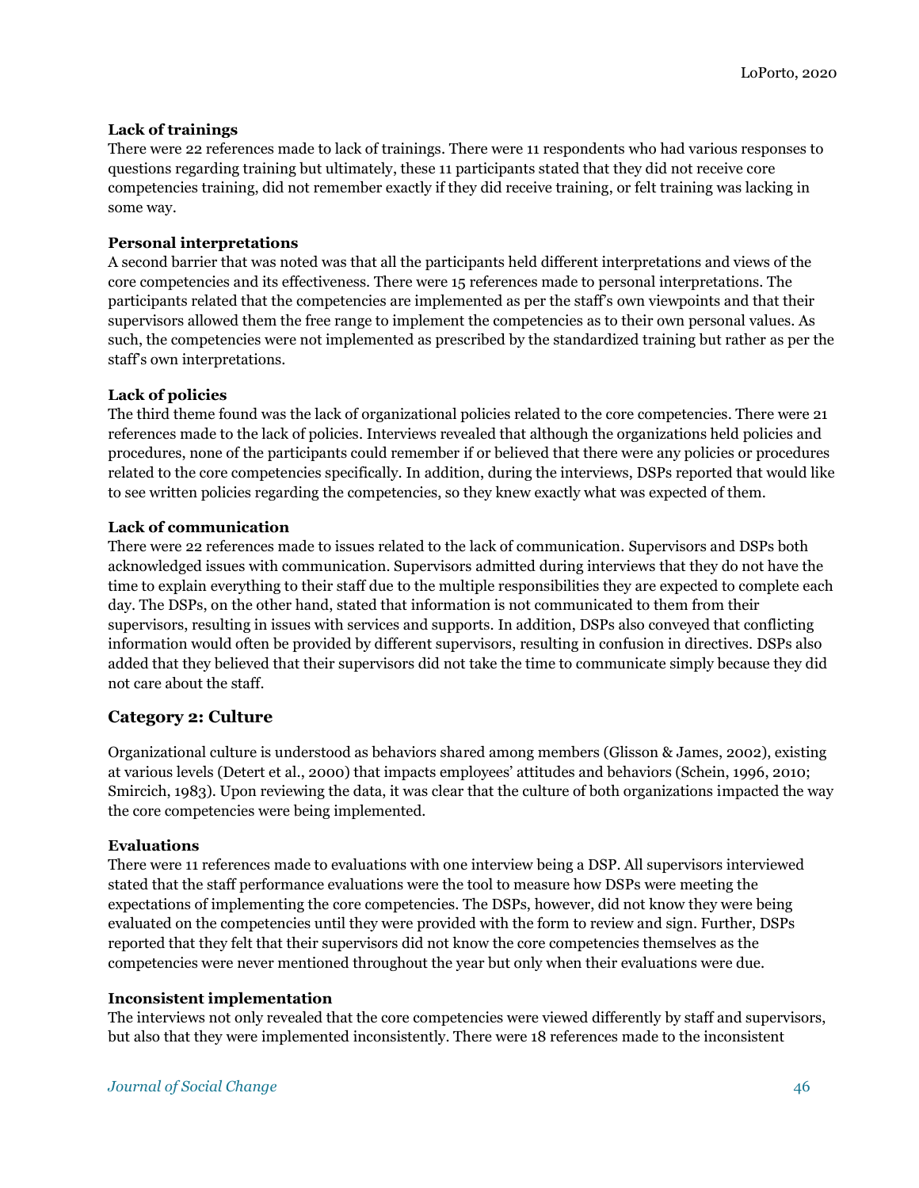**Lack of trainings**
There were 22 references made to lack of trainings. There were 11 respondents who had various responses to questions regarding training but ultimately, these 11 participants stated that they did not receive core competencies training, did not remember exactly if they did receive training, or felt training was lacking in some way.

**Personal interpretations**
A second barrier that was noted was that all the participants held different interpretations and views of the core competencies and its effectiveness. There were 15 references made to personal interpretations. The participants related that the competencies are implemented as per the staff's own viewpoints and that their supervisors allowed them the free range to implement the competencies as to their own personal values. As such, the competencies were not implemented as prescribed by the standardized training but rather as per the staff's own interpretations.

**Lack of policies**
The third theme found was the lack of organizational policies related to the core competencies. There were 21 references made to the lack of policies. Interviews revealed that although the organizations held policies and procedures, none of the participants could remember if or believed that there were any policies or procedures related to the core competencies specifically. In addition, during the interviews, DSPs reported that would like to see written policies regarding the competencies, so they knew exactly what was expected of them.

**Lack of communication**
There were 22 references made to issues related to the lack of communication. Supervisors and DSPs both acknowledged issues with communication. Supervisors admitted during interviews that they do not have the time to explain everything to their staff due to the multiple responsibilities they are expected to complete each day. The DSPs, on the other hand, stated that information is not communicated to them from their supervisors, resulting in issues with services and supports. In addition, DSPs also conveyed that conflicting information would often be provided by different supervisors, resulting in confusion in directives. DSPs also added that they believed that their supervisors did not take the time to communicate simply because they did not care about the staff.

### Category 2: Culture

Organizational culture is understood as behaviors shared among members (Glisson & James, 2002), existing at various levels (Detert et al., 2000) that impacts employees' attitudes and behaviors (Schein, 1996, 2010; Smircich, 1983). Upon reviewing the data, it was clear that the culture of both organizations impacted the way the core competencies were being implemented.

**Evaluations**
There were 11 references made to evaluations with one interview being a DSP. All supervisors interviewed stated that the staff performance evaluations were the tool to measure how DSPs were meeting the expectations of implementing the core competencies. The DSPs, however, did not know they were being evaluated on the competencies until they were provided with the form to review and sign. Further, DSPs reported that they felt that their supervisors did not know the core competencies themselves as the competencies were never mentioned throughout the year but only when their evaluations were due.

**Inconsistent implementation**
The interviews not only revealed that the core competencies were viewed differently by staff and supervisors, but also that they were implemented inconsistently. There were 18 references made to the inconsistent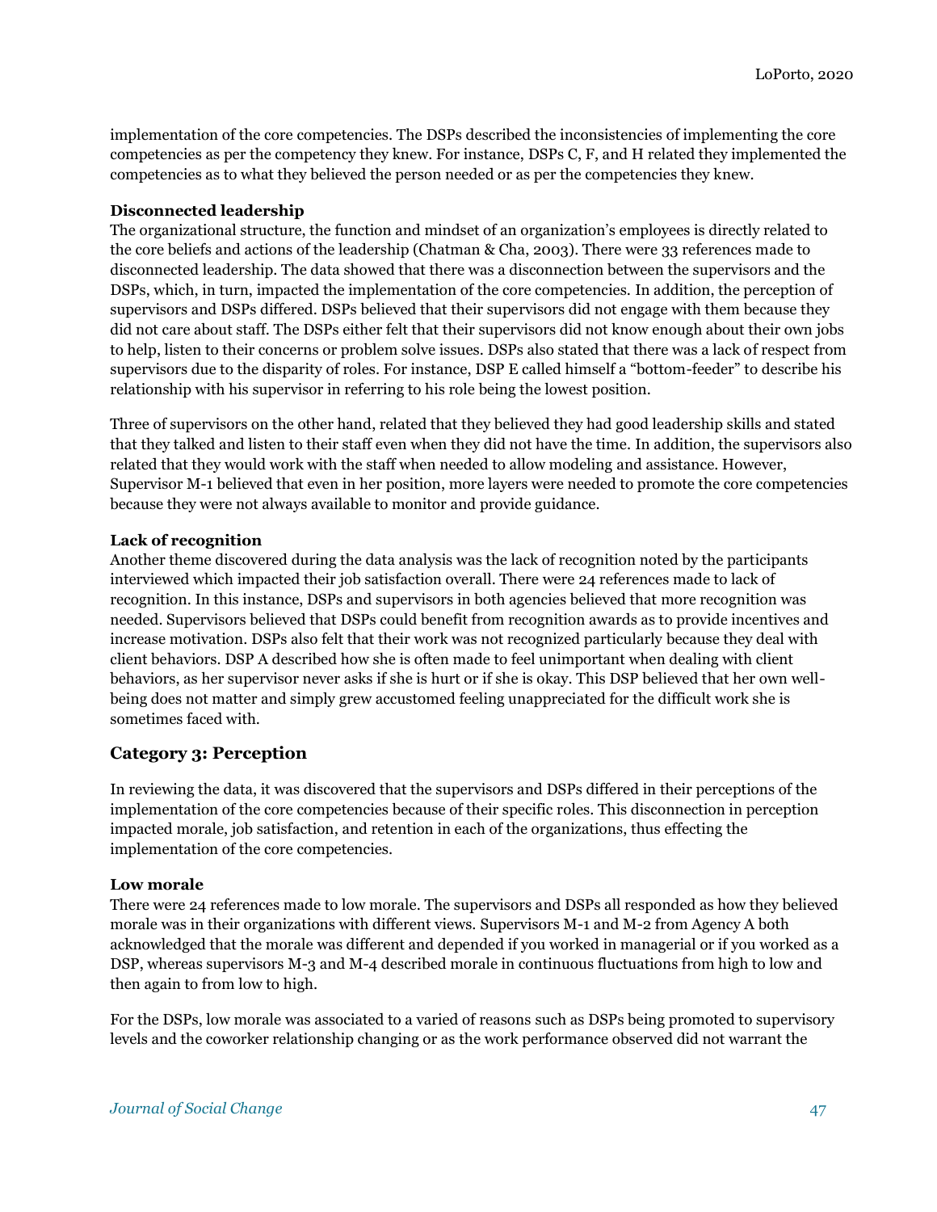implementation of the core competencies. The DSPs described the inconsistencies of implementing the core competencies as per the competency they knew. For instance, DSPs C, F, and H related they implemented the competencies as to what they believed the person needed or as per the competencies they knew.

**Disconnected leadership**

The organizational structure, the function and mindset of an organization's employees is directly related to the core beliefs and actions of the leadership (Chatman & Cha, 2003). There were 33 references made to disconnected leadership. The data showed that there was a disconnection between the supervisors and the DSPs, which, in turn, impacted the implementation of the core competencies. In addition, the perception of supervisors and DSPs differed. DSPs believed that their supervisors did not engage with them because they did not care about staff. The DSPs either felt that their supervisors did not know enough about their own jobs to help, listen to their concerns or problem solve issues. DSPs also stated that there was a lack of respect from supervisors due to the disparity of roles. For instance, DSP E called himself a "bottom-feeder" to describe his relationship with his supervisor in referring to his role being the lowest position.

Three of supervisors on the other hand, related that they believed they had good leadership skills and stated that they talked and listen to their staff even when they did not have the time. In addition, the supervisors also related that they would work with the staff when needed to allow modeling and assistance. However, Supervisor M-1 believed that even in her position, more layers were needed to promote the core competencies because they were not always available to monitor and provide guidance.

**Lack of recognition**

Another theme discovered during the data analysis was the lack of recognition noted by the participants interviewed which impacted their job satisfaction overall. There were 24 references made to lack of recognition. In this instance, DSPs and supervisors in both agencies believed that more recognition was needed. Supervisors believed that DSPs could benefit from recognition awards as to provide incentives and increase motivation. DSPs also felt that their work was not recognized particularly because they deal with client behaviors. DSP A described how she is often made to feel unimportant when dealing with client behaviors, as her supervisor never asks if she is hurt or if she is okay. This DSP believed that her own well-being does not matter and simply grew accustomed feeling unappreciated for the difficult work she is sometimes faced with.

## Category 3: Perception

In reviewing the data, it was discovered that the supervisors and DSPs differed in their perceptions of the implementation of the core competencies because of their specific roles. This disconnection in perception impacted morale, job satisfaction, and retention in each of the organizations, thus effecting the implementation of the core competencies.

**Low morale**

There were 24 references made to low morale. The supervisors and DSPs all responded as how they believed morale was in their organizations with different views. Supervisors M-1 and M-2 from Agency A both acknowledged that the morale was different and depended if you worked in managerial or if you worked as a DSP, whereas supervisors M-3 and M-4 described morale in continuous fluctuations from high to low and then again to from low to high.

For the DSPs, low morale was associated to a varied of reasons such as DSPs being promoted to supervisory levels and the coworker relationship changing or as the work performance observed did not warrant the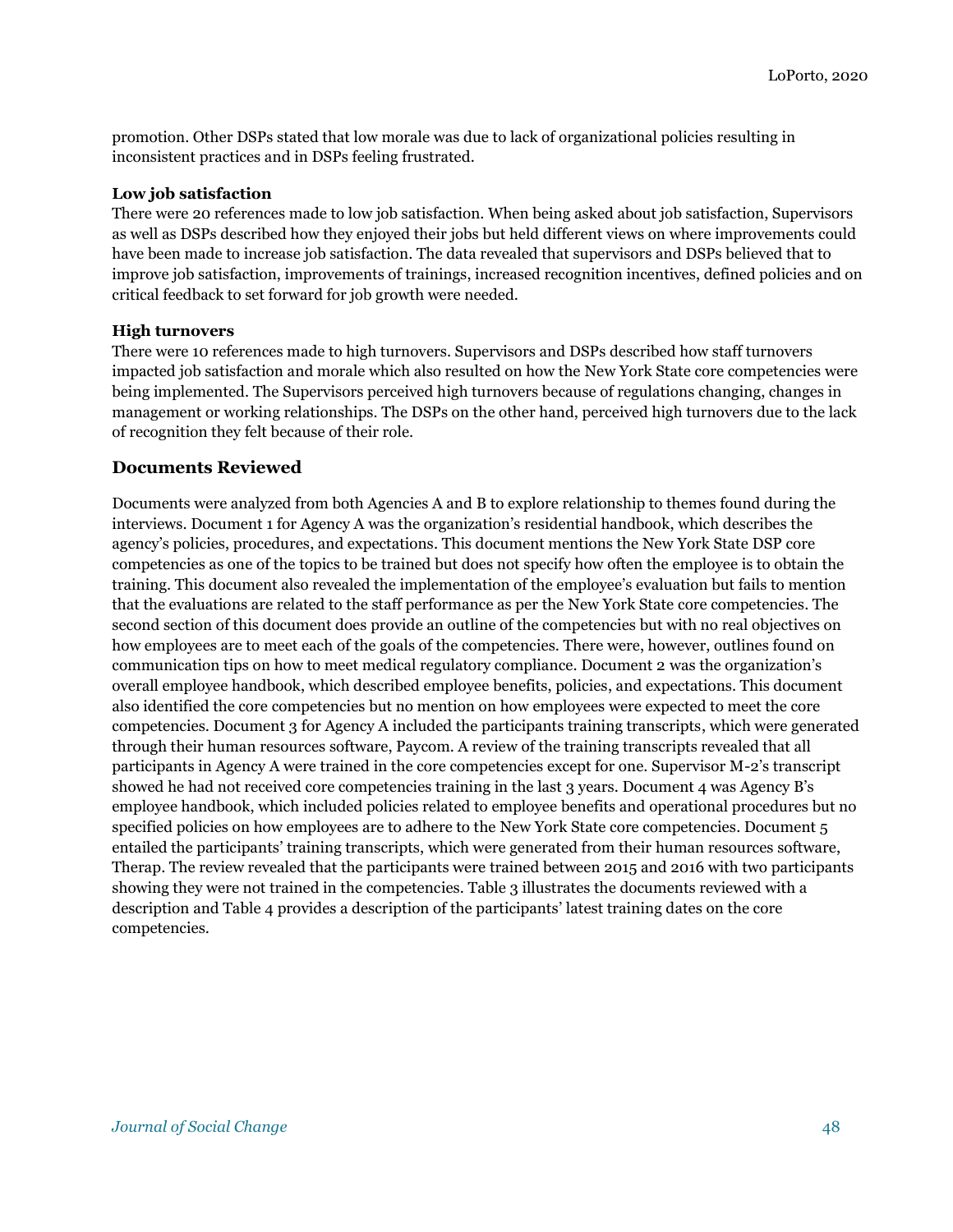promotion. Other DSPs stated that low morale was due to lack of organizational policies resulting in inconsistent practices and in DSPs feeling frustrated.

**Low job satisfaction**

There were 20 references made to low job satisfaction. When being asked about job satisfaction, Supervisors as well as DSPs described how they enjoyed their jobs but held different views on where improvements could have been made to increase job satisfaction. The data revealed that supervisors and DSPs believed that to improve job satisfaction, improvements of trainings, increased recognition incentives, defined policies and on critical feedback to set forward for job growth were needed.

**High turnovers**

There were 10 references made to high turnovers. Supervisors and DSPs described how staff turnovers impacted job satisfaction and morale which also resulted on how the New York State core competencies were being implemented. The Supervisors perceived high turnovers because of regulations changing, changes in management or working relationships. The DSPs on the other hand, perceived high turnovers due to the lack of recognition they felt because of their role.

## Documents Reviewed

Documents were analyzed from both Agencies A and B to explore relationship to themes found during the interviews. Document 1 for Agency A was the organization's residential handbook, which describes the agency's policies, procedures, and expectations. This document mentions the New York State DSP core competencies as one of the topics to be trained but does not specify how often the employee is to obtain the training. This document also revealed the implementation of the employee's evaluation but fails to mention that the evaluations are related to the staff performance as per the New York State core competencies. The second section of this document does provide an outline of the competencies but with no real objectives on how employees are to meet each of the goals of the competencies. There were, however, outlines found on communication tips on how to meet medical regulatory compliance. Document 2 was the organization's overall employee handbook, which described employee benefits, policies, and expectations. This document also identified the core competencies but no mention on how employees were expected to meet the core competencies. Document 3 for Agency A included the participants training transcripts, which were generated through their human resources software, Paycom. A review of the training transcripts revealed that all participants in Agency A were trained in the core competencies except for one. Supervisor M-2's transcript showed he had not received core competencies training in the last 3 years. Document 4 was Agency B's employee handbook, which included policies related to employee benefits and operational procedures but no specified policies on how employees are to adhere to the New York State core competencies. Document 5 entailed the participants' training transcripts, which were generated from their human resources software, Therap. The review revealed that the participants were trained between 2015 and 2016 with two participants showing they were not trained in the competencies. Table 3 illustrates the documents reviewed with a description and Table 4 provides a description of the participants' latest training dates on the core competencies.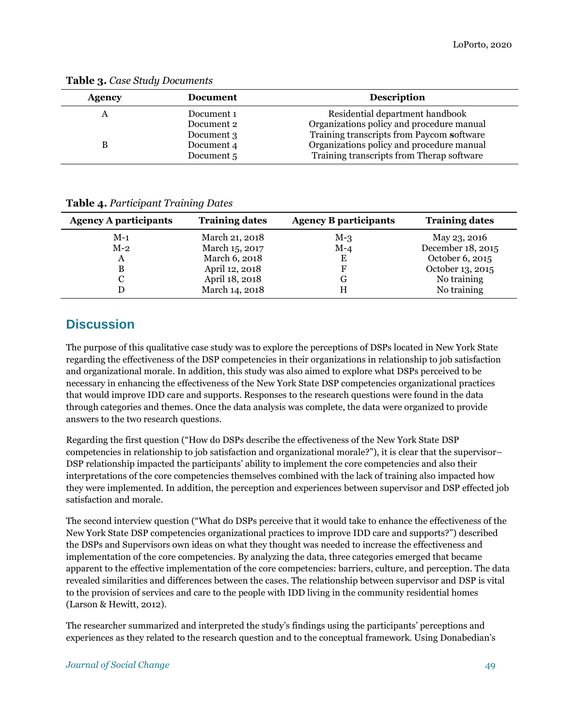**Table 3.** *Case Study Documents*

| Agency | Document | Description |
|---|---|---|
| A | Document 1 | Residential department handbook |
| | Document 2 | Organizations policy and procedure manual |
| | Document 3 | Training transcripts from Paycom **s**oftware |
| B | Document 4 | Organizations policy and procedure manual |
| | Document 5 | Training transcripts from Therap software |

**Table 4.** *Participant Training Dates*

| Agency A participants | Training dates | Agency B participants | Training dates |
|---|---|---|---|
| M-1 | March 21, 2018 | M-3 | May 23, 2016 |
| M-2 | March 15, 2017 | M-4 | December 18, 2015 |
| A | March 6, 2018 | E | October 6, 2015 |
| B | April 12, 2018 | F | October 13, 2015 |
| C | April 18, 2018 | G | No training |
| D | March 14, 2018 | H | No training |

## Discussion

The purpose of this qualitative case study was to explore the perceptions of DSPs located in New York State regarding the effectiveness of the DSP competencies in their organizations in relationship to job satisfaction and organizational morale. In addition, this study was also aimed to explore what DSPs perceived to be necessary in enhancing the effectiveness of the New York State DSP competencies organizational practices that would improve IDD care and supports. Responses to the research questions were found in the data through categories and themes. Once the data analysis was complete, the data were organized to provide answers to the two research questions.

Regarding the first question ("How do DSPs describe the effectiveness of the New York State DSP competencies in relationship to job satisfaction and organizational morale?"), it is clear that the supervisor–DSP relationship impacted the participants' ability to implement the core competencies and also their interpretations of the core competencies themselves combined with the lack of training also impacted how they were implemented. In addition, the perception and experiences between supervisor and DSP effected job satisfaction and morale.

The second interview question ("What do DSPs perceive that it would take to enhance the effectiveness of the New York State DSP competencies organizational practices to improve IDD care and supports?") described the DSPs and Supervisors own ideas on what they thought was needed to increase the effectiveness and implementation of the core competencies. By analyzing the data, three categories emerged that became apparent to the effective implementation of the core competencies: barriers, culture, and perception. The data revealed similarities and differences between the cases. The relationship between supervisor and DSP is vital to the provision of services and care to the people with IDD living in the community residential homes (Larson & Hewitt, 2012).

The researcher summarized and interpreted the study's findings using the participants' perceptions and experiences as they related to the research question and to the conceptual framework. Using Donabedian's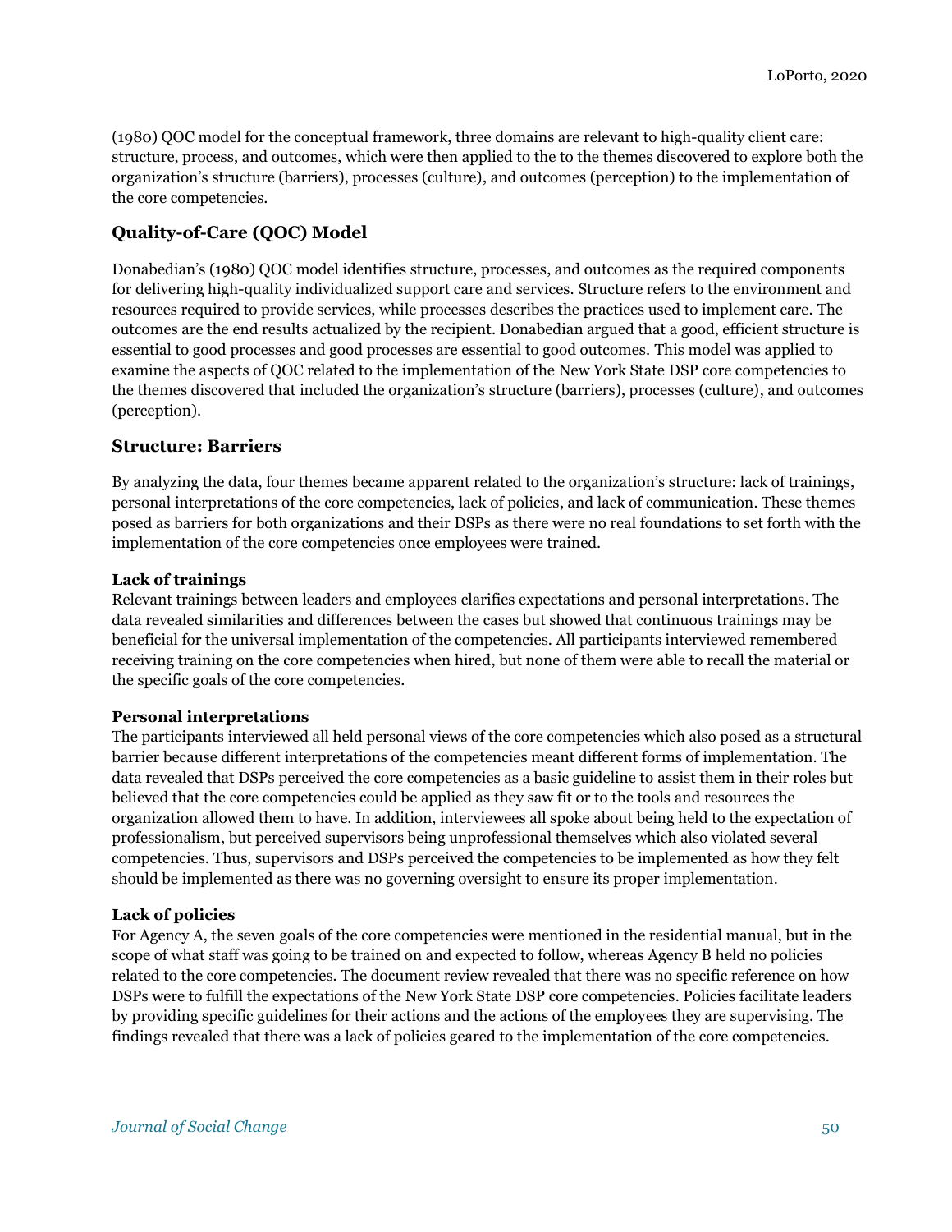(1980) QOC model for the conceptual framework, three domains are relevant to high-quality client care: structure, process, and outcomes, which were then applied to the to the themes discovered to explore both the organization's structure (barriers), processes (culture), and outcomes (perception) to the implementation of the core competencies.

## Quality-of-Care (QOC) Model

Donabedian's (1980) QOC model identifies structure, processes, and outcomes as the required components for delivering high-quality individualized support care and services. Structure refers to the environment and resources required to provide services, while processes describes the practices used to implement care. The outcomes are the end results actualized by the recipient. Donabedian argued that a good, efficient structure is essential to good processes and good processes are essential to good outcomes. This model was applied to examine the aspects of QOC related to the implementation of the New York State DSP core competencies to the themes discovered that included the organization's structure (barriers), processes (culture), and outcomes (perception).

## Structure: Barriers

By analyzing the data, four themes became apparent related to the organization's structure: lack of trainings, personal interpretations of the core competencies, lack of policies, and lack of communication. These themes posed as barriers for both organizations and their DSPs as there were no real foundations to set forth with the implementation of the core competencies once employees were trained.

### Lack of trainings

Relevant trainings between leaders and employees clarifies expectations and personal interpretations. The data revealed similarities and differences between the cases but showed that continuous trainings may be beneficial for the universal implementation of the competencies. All participants interviewed remembered receiving training on the core competencies when hired, but none of them were able to recall the material or the specific goals of the core competencies.

### Personal interpretations

The participants interviewed all held personal views of the core competencies which also posed as a structural barrier because different interpretations of the competencies meant different forms of implementation. The data revealed that DSPs perceived the core competencies as a basic guideline to assist them in their roles but believed that the core competencies could be applied as they saw fit or to the tools and resources the organization allowed them to have. In addition, interviewees all spoke about being held to the expectation of professionalism, but perceived supervisors being unprofessional themselves which also violated several competencies. Thus, supervisors and DSPs perceived the competencies to be implemented as how they felt should be implemented as there was no governing oversight to ensure its proper implementation.

### Lack of policies

For Agency A, the seven goals of the core competencies were mentioned in the residential manual, but in the scope of what staff was going to be trained on and expected to follow, whereas Agency B held no policies related to the core competencies. The document review revealed that there was no specific reference on how DSPs were to fulfill the expectations of the New York State DSP core competencies. Policies facilitate leaders by providing specific guidelines for their actions and the actions of the employees they are supervising. The findings revealed that there was a lack of policies geared to the implementation of the core competencies.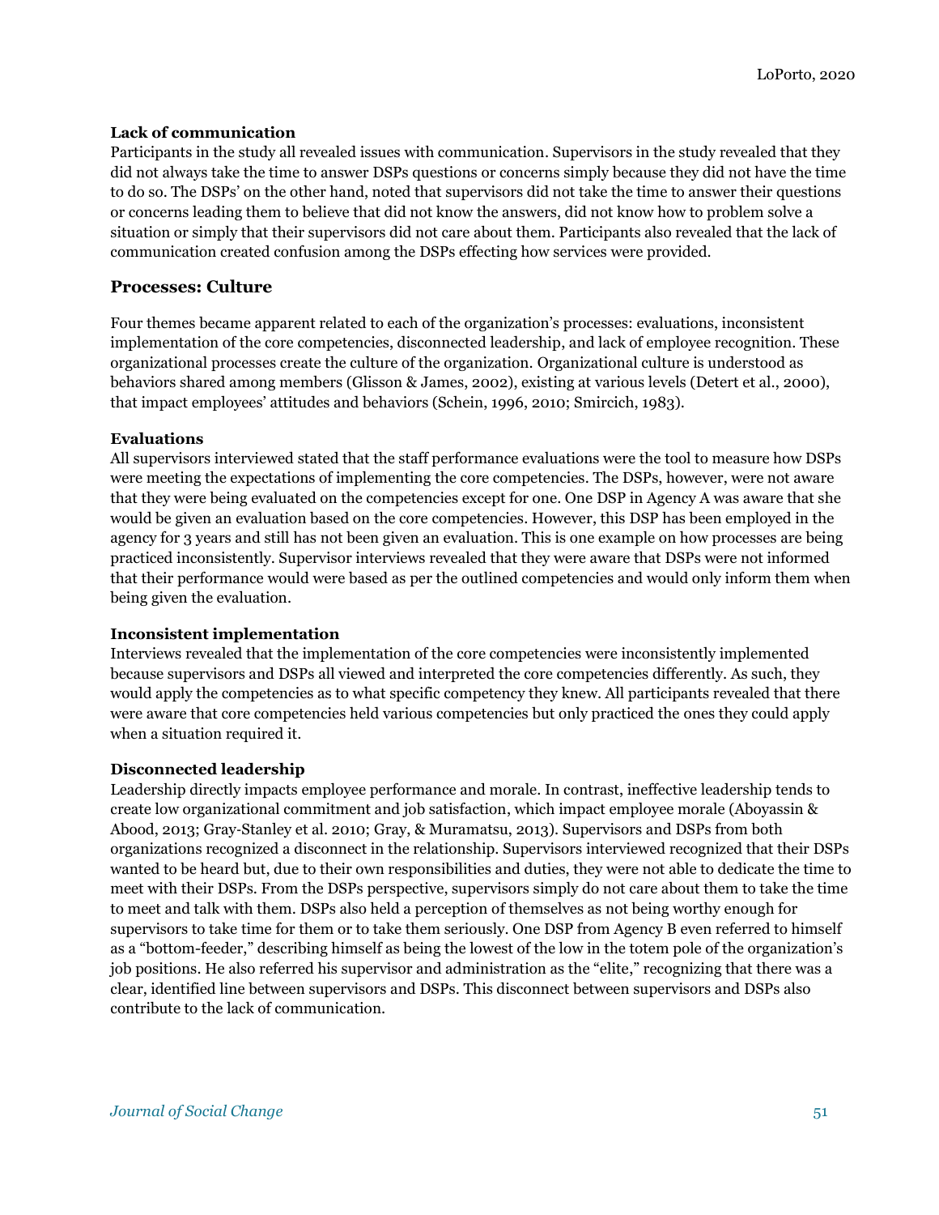### Lack of communication

Participants in the study all revealed issues with communication. Supervisors in the study revealed that they did not always take the time to answer DSPs questions or concerns simply because they did not have the time to do so. The DSPs' on the other hand, noted that supervisors did not take the time to answer their questions or concerns leading them to believe that did not know the answers, did not know how to problem solve a situation or simply that their supervisors did not care about them. Participants also revealed that the lack of communication created confusion among the DSPs effecting how services were provided.

## Processes: Culture

Four themes became apparent related to each of the organization's processes: evaluations, inconsistent implementation of the core competencies, disconnected leadership, and lack of employee recognition. These organizational processes create the culture of the organization. Organizational culture is understood as behaviors shared among members (Glisson & James, 2002), existing at various levels (Detert et al., 2000), that impact employees' attitudes and behaviors (Schein, 1996, 2010; Smircich, 1983).

### Evaluations

All supervisors interviewed stated that the staff performance evaluations were the tool to measure how DSPs were meeting the expectations of implementing the core competencies. The DSPs, however, were not aware that they were being evaluated on the competencies except for one. One DSP in Agency A was aware that she would be given an evaluation based on the core competencies. However, this DSP has been employed in the agency for 3 years and still has not been given an evaluation. This is one example on how processes are being practiced inconsistently. Supervisor interviews revealed that they were aware that DSPs were not informed that their performance would were based as per the outlined competencies and would only inform them when being given the evaluation.

### Inconsistent implementation

Interviews revealed that the implementation of the core competencies were inconsistently implemented because supervisors and DSPs all viewed and interpreted the core competencies differently. As such, they would apply the competencies as to what specific competency they knew. All participants revealed that there were aware that core competencies held various competencies but only practiced the ones they could apply when a situation required it.

### Disconnected leadership

Leadership directly impacts employee performance and morale. In contrast, ineffective leadership tends to create low organizational commitment and job satisfaction, which impact employee morale (Aboyassin & Abood, 2013; Gray-Stanley et al. 2010; Gray, & Muramatsu, 2013). Supervisors and DSPs from both organizations recognized a disconnect in the relationship. Supervisors interviewed recognized that their DSPs wanted to be heard but, due to their own responsibilities and duties, they were not able to dedicate the time to meet with their DSPs. From the DSPs perspective, supervisors simply do not care about them to take the time to meet and talk with them. DSPs also held a perception of themselves as not being worthy enough for supervisors to take time for them or to take them seriously. One DSP from Agency B even referred to himself as a "bottom-feeder," describing himself as being the lowest of the low in the totem pole of the organization's job positions. He also referred his supervisor and administration as the "elite," recognizing that there was a clear, identified line between supervisors and DSPs. This disconnect between supervisors and DSPs also contribute to the lack of communication.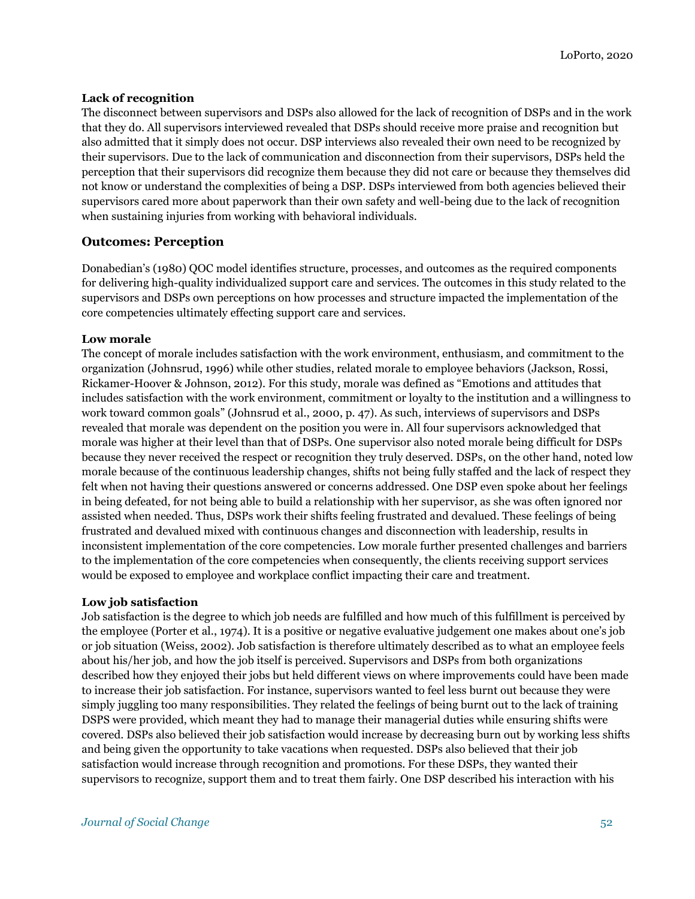### Lack of recognition

The disconnect between supervisors and DSPs also allowed for the lack of recognition of DSPs and in the work that they do. All supervisors interviewed revealed that DSPs should receive more praise and recognition but also admitted that it simply does not occur. DSP interviews also revealed their own need to be recognized by their supervisors. Due to the lack of communication and disconnection from their supervisors, DSPs held the perception that their supervisors did recognize them because they did not care or because they themselves did not know or understand the complexities of being a DSP. DSPs interviewed from both agencies believed their supervisors cared more about paperwork than their own safety and well-being due to the lack of recognition when sustaining injuries from working with behavioral individuals.

## Outcomes: Perception

Donabedian's (1980) QOC model identifies structure, processes, and outcomes as the required components for delivering high-quality individualized support care and services. The outcomes in this study related to the supervisors and DSPs own perceptions on how processes and structure impacted the implementation of the core competencies ultimately effecting support care and services.

### Low morale

The concept of morale includes satisfaction with the work environment, enthusiasm, and commitment to the organization (Johnsrud, 1996) while other studies, related morale to employee behaviors (Jackson, Rossi, Rickamer-Hoover & Johnson, 2012). For this study, morale was defined as "Emotions and attitudes that includes satisfaction with the work environment, commitment or loyalty to the institution and a willingness to work toward common goals" (Johnsrud et al., 2000, p. 47). As such, interviews of supervisors and DSPs revealed that morale was dependent on the position you were in. All four supervisors acknowledged that morale was higher at their level than that of DSPs. One supervisor also noted morale being difficult for DSPs because they never received the respect or recognition they truly deserved. DSPs, on the other hand, noted low morale because of the continuous leadership changes, shifts not being fully staffed and the lack of respect they felt when not having their questions answered or concerns addressed. One DSP even spoke about her feelings in being defeated, for not being able to build a relationship with her supervisor, as she was often ignored nor assisted when needed. Thus, DSPs work their shifts feeling frustrated and devalued. These feelings of being frustrated and devalued mixed with continuous changes and disconnection with leadership, results in inconsistent implementation of the core competencies. Low morale further presented challenges and barriers to the implementation of the core competencies when consequently, the clients receiving support services would be exposed to employee and workplace conflict impacting their care and treatment.

### Low job satisfaction

Job satisfaction is the degree to which job needs are fulfilled and how much of this fulfillment is perceived by the employee (Porter et al., 1974). It is a positive or negative evaluative judgement one makes about one's job or job situation (Weiss, 2002). Job satisfaction is therefore ultimately described as to what an employee feels about his/her job, and how the job itself is perceived. Supervisors and DSPs from both organizations described how they enjoyed their jobs but held different views on where improvements could have been made to increase their job satisfaction. For instance, supervisors wanted to feel less burnt out because they were simply juggling too many responsibilities. They related the feelings of being burnt out to the lack of training DSPS were provided, which meant they had to manage their managerial duties while ensuring shifts were covered. DSPs also believed their job satisfaction would increase by decreasing burn out by working less shifts and being given the opportunity to take vacations when requested. DSPs also believed that their job satisfaction would increase through recognition and promotions. For these DSPs, they wanted their supervisors to recognize, support them and to treat them fairly. One DSP described his interaction with his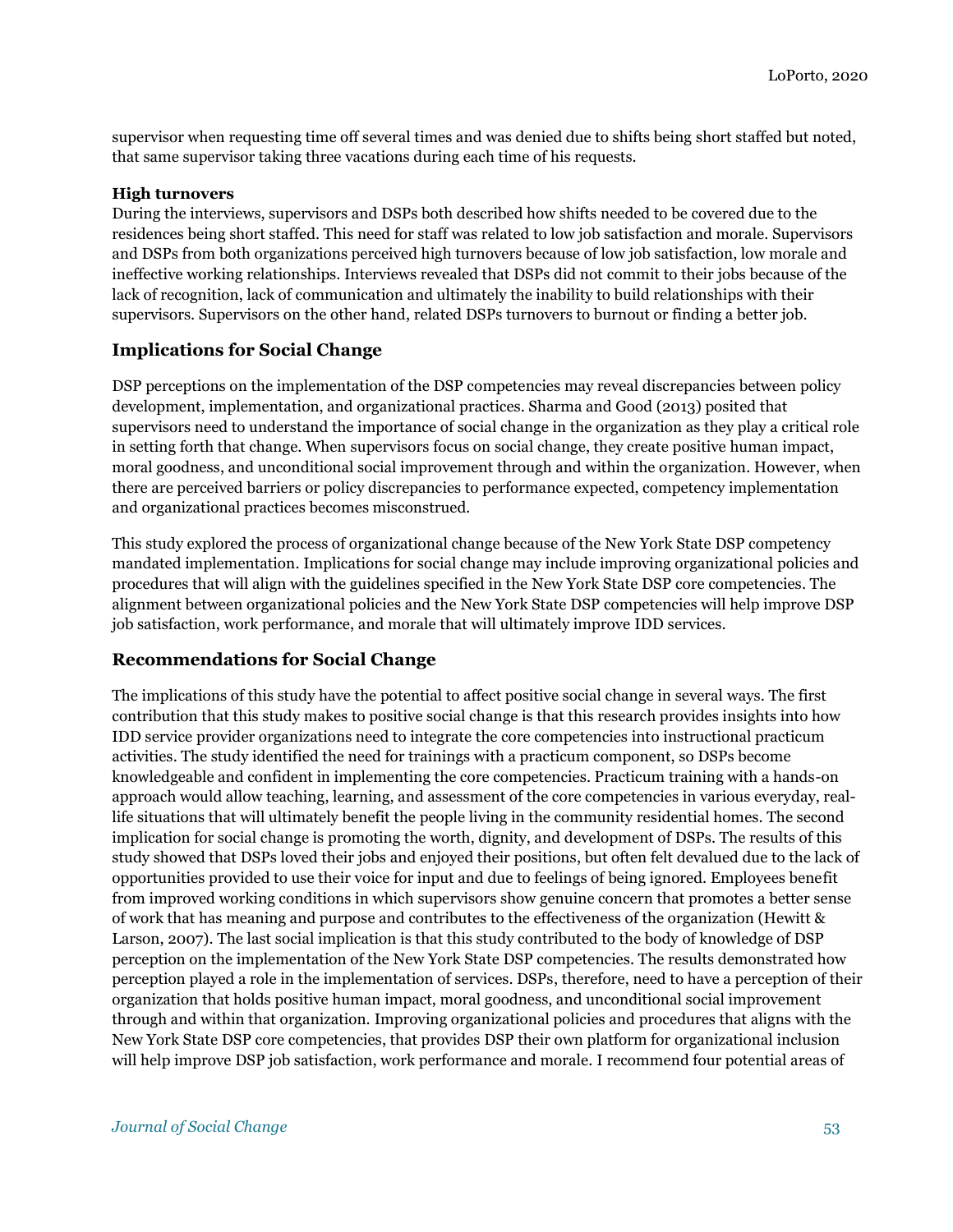supervisor when requesting time off several times and was denied due to shifts being short staffed but noted, that same supervisor taking three vacations during each time of his requests.

**High turnovers**

During the interviews, supervisors and DSPs both described how shifts needed to be covered due to the residences being short staffed. This need for staff was related to low job satisfaction and morale. Supervisors and DSPs from both organizations perceived high turnovers because of low job satisfaction, low morale and ineffective working relationships. Interviews revealed that DSPs did not commit to their jobs because of the lack of recognition, lack of communication and ultimately the inability to build relationships with their supervisors. Supervisors on the other hand, related DSPs turnovers to burnout or finding a better job.

## Implications for Social Change

DSP perceptions on the implementation of the DSP competencies may reveal discrepancies between policy development, implementation, and organizational practices. Sharma and Good (2013) posited that supervisors need to understand the importance of social change in the organization as they play a critical role in setting forth that change. When supervisors focus on social change, they create positive human impact, moral goodness, and unconditional social improvement through and within the organization. However, when there are perceived barriers or policy discrepancies to performance expected, competency implementation and organizational practices becomes misconstrued.

This study explored the process of organizational change because of the New York State DSP competency mandated implementation. Implications for social change may include improving organizational policies and procedures that will align with the guidelines specified in the New York State DSP core competencies. The alignment between organizational policies and the New York State DSP competencies will help improve DSP job satisfaction, work performance, and morale that will ultimately improve IDD services.

## Recommendations for Social Change

The implications of this study have the potential to affect positive social change in several ways. The first contribution that this study makes to positive social change is that this research provides insights into how IDD service provider organizations need to integrate the core competencies into instructional practicum activities. The study identified the need for trainings with a practicum component, so DSPs become knowledgeable and confident in implementing the core competencies. Practicum training with a hands-on approach would allow teaching, learning, and assessment of the core competencies in various everyday, real-life situations that will ultimately benefit the people living in the community residential homes. The second implication for social change is promoting the worth, dignity, and development of DSPs. The results of this study showed that DSPs loved their jobs and enjoyed their positions, but often felt devalued due to the lack of opportunities provided to use their voice for input and due to feelings of being ignored. Employees benefit from improved working conditions in which supervisors show genuine concern that promotes a better sense of work that has meaning and purpose and contributes to the effectiveness of the organization (Hewitt & Larson, 2007). The last social implication is that this study contributed to the body of knowledge of DSP perception on the implementation of the New York State DSP competencies. The results demonstrated how perception played a role in the implementation of services. DSPs, therefore, need to have a perception of their organization that holds positive human impact, moral goodness, and unconditional social improvement through and within that organization. Improving organizational policies and procedures that aligns with the New York State DSP core competencies, that provides DSP their own platform for organizational inclusion will help improve DSP job satisfaction, work performance and morale. I recommend four potential areas of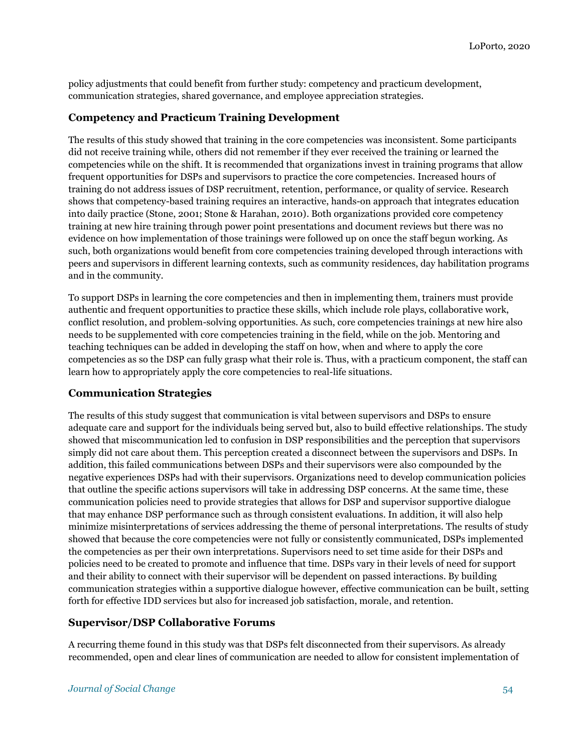policy adjustments that could benefit from further study: competency and practicum development, communication strategies, shared governance, and employee appreciation strategies.

### Competency and Practicum Training Development

The results of this study showed that training in the core competencies was inconsistent. Some participants did not receive training while, others did not remember if they ever received the training or learned the competencies while on the shift. It is recommended that organizations invest in training programs that allow frequent opportunities for DSPs and supervisors to practice the core competencies. Increased hours of training do not address issues of DSP recruitment, retention, performance, or quality of service. Research shows that competency-based training requires an interactive, hands-on approach that integrates education into daily practice (Stone, 2001; Stone & Harahan, 2010). Both organizations provided core competency training at new hire training through power point presentations and document reviews but there was no evidence on how implementation of those trainings were followed up on once the staff begun working. As such, both organizations would benefit from core competencies training developed through interactions with peers and supervisors in different learning contexts, such as community residences, day habilitation programs and in the community.

To support DSPs in learning the core competencies and then in implementing them, trainers must provide authentic and frequent opportunities to practice these skills, which include role plays, collaborative work, conflict resolution, and problem-solving opportunities. As such, core competencies trainings at new hire also needs to be supplemented with core competencies training in the field, while on the job. Mentoring and teaching techniques can be added in developing the staff on how, when and where to apply the core competencies as so the DSP can fully grasp what their role is. Thus, with a practicum component, the staff can learn how to appropriately apply the core competencies to real-life situations.

### Communication Strategies

The results of this study suggest that communication is vital between supervisors and DSPs to ensure adequate care and support for the individuals being served but, also to build effective relationships. The study showed that miscommunication led to confusion in DSP responsibilities and the perception that supervisors simply did not care about them. This perception created a disconnect between the supervisors and DSPs. In addition, this failed communications between DSPs and their supervisors were also compounded by the negative experiences DSPs had with their supervisors. Organizations need to develop communication policies that outline the specific actions supervisors will take in addressing DSP concerns. At the same time, these communication policies need to provide strategies that allows for DSP and supervisor supportive dialogue that may enhance DSP performance such as through consistent evaluations. In addition, it will also help minimize misinterpretations of services addressing the theme of personal interpretations. The results of study showed that because the core competencies were not fully or consistently communicated, DSPs implemented the competencies as per their own interpretations. Supervisors need to set time aside for their DSPs and policies need to be created to promote and influence that time. DSPs vary in their levels of need for support and their ability to connect with their supervisor will be dependent on passed interactions. By building communication strategies within a supportive dialogue however, effective communication can be built, setting forth for effective IDD services but also for increased job satisfaction, morale, and retention.

### Supervisor/DSP Collaborative Forums

A recurring theme found in this study was that DSPs felt disconnected from their supervisors. As already recommended, open and clear lines of communication are needed to allow for consistent implementation of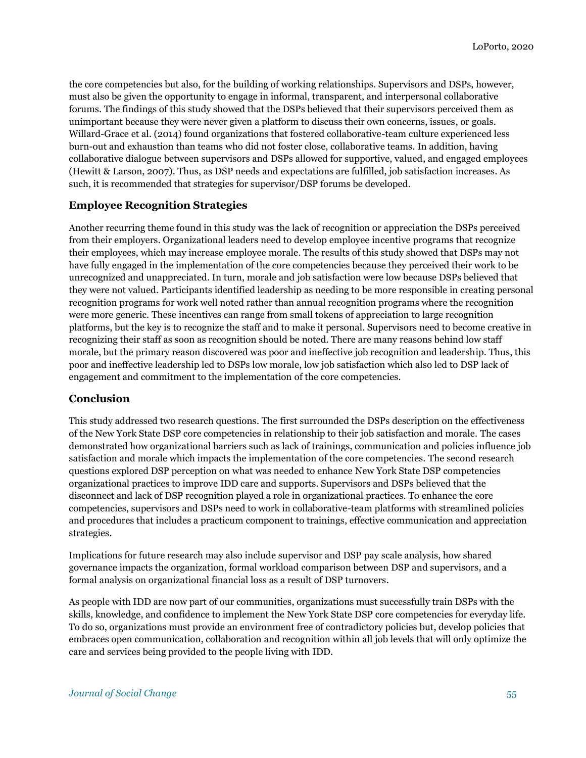the core competencies but also, for the building of working relationships. Supervisors and DSPs, however, must also be given the opportunity to engage in informal, transparent, and interpersonal collaborative forums. The findings of this study showed that the DSPs believed that their supervisors perceived them as unimportant because they were never given a platform to discuss their own concerns, issues, or goals. Willard-Grace et al. (2014) found organizations that fostered collaborative-team culture experienced less burn-out and exhaustion than teams who did not foster close, collaborative teams. In addition, having collaborative dialogue between supervisors and DSPs allowed for supportive, valued, and engaged employees (Hewitt & Larson, 2007). Thus, as DSP needs and expectations are fulfilled, job satisfaction increases. As such, it is recommended that strategies for supervisor/DSP forums be developed.

### Employee Recognition Strategies

Another recurring theme found in this study was the lack of recognition or appreciation the DSPs perceived from their employers. Organizational leaders need to develop employee incentive programs that recognize their employees, which may increase employee morale. The results of this study showed that DSPs may not have fully engaged in the implementation of the core competencies because they perceived their work to be unrecognized and unappreciated. In turn, morale and job satisfaction were low because DSPs believed that they were not valued. Participants identified leadership as needing to be more responsible in creating personal recognition programs for work well noted rather than annual recognition programs where the recognition were more generic. These incentives can range from small tokens of appreciation to large recognition platforms, but the key is to recognize the staff and to make it personal. Supervisors need to become creative in recognizing their staff as soon as recognition should be noted. There are many reasons behind low staff morale, but the primary reason discovered was poor and ineffective job recognition and leadership. Thus, this poor and ineffective leadership led to DSPs low morale, low job satisfaction which also led to DSP lack of engagement and commitment to the implementation of the core competencies.

### Conclusion

This study addressed two research questions. The first surrounded the DSPs description on the effectiveness of the New York State DSP core competencies in relationship to their job satisfaction and morale. The cases demonstrated how organizational barriers such as lack of trainings, communication and policies influence job satisfaction and morale which impacts the implementation of the core competencies. The second research questions explored DSP perception on what was needed to enhance New York State DSP competencies organizational practices to improve IDD care and supports. Supervisors and DSPs believed that the disconnect and lack of DSP recognition played a role in organizational practices. To enhance the core competencies, supervisors and DSPs need to work in collaborative-team platforms with streamlined policies and procedures that includes a practicum component to trainings, effective communication and appreciation strategies.

Implications for future research may also include supervisor and DSP pay scale analysis, how shared governance impacts the organization, formal workload comparison between DSP and supervisors, and a formal analysis on organizational financial loss as a result of DSP turnovers.

As people with IDD are now part of our communities, organizations must successfully train DSPs with the skills, knowledge, and confidence to implement the New York State DSP core competencies for everyday life. To do so, organizations must provide an environment free of contradictory policies but, develop policies that embraces open communication, collaboration and recognition within all job levels that will only optimize the care and services being provided to the people living with IDD.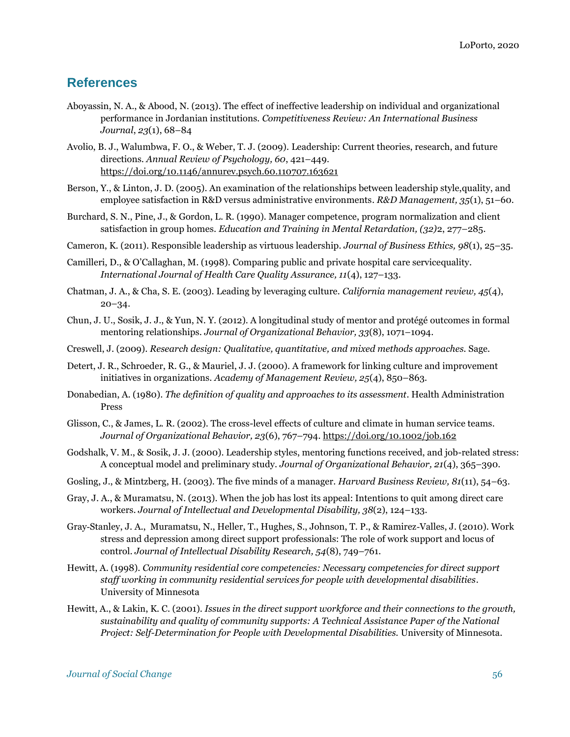## References

Aboyassin, N. A., & Abood, N. (2013). The effect of ineffective leadership on individual and organizational performance in Jordanian institutions. *Competitiveness Review: An International Business Journal*, *23*(1), 68–84

Avolio, B. J., Walumbwa, F. O., & Weber, T. J. (2009). Leadership: Current theories, research, and future directions. *Annual Review of Psychology, 60*, 421–449. https://doi.org/10.1146/annurev.psych.60.110707.163621

Berson, Y., & Linton, J. D. (2005). An examination of the relationships between leadership style,quality, and employee satisfaction in R&D versus administrative environments. *R&D Management, 35*(1), 51–60.

Burchard, S. N., Pine, J., & Gordon, L. R. (1990). Manager competence, program normalization and client satisfaction in group homes. *Education and Training in Mental Retardation, (32)*2, 277–285.

Cameron, K. (2011). Responsible leadership as virtuous leadership. *Journal of Business Ethics, 98*(1), 25–35.

Camilleri, D., & O'Callaghan, M. (1998). Comparing public and private hospital care servicequality. *International Journal of Health Care Quality Assurance, 11*(4), 127–133.

Chatman, J. A., & Cha, S. E. (2003). Leading by leveraging culture. *California management review, 45*(4), 20–34.

Chun, J. U., Sosik, J. J., & Yun, N. Y. (2012). A longitudinal study of mentor and protégé outcomes in formal mentoring relationships. *Journal of Organizational Behavior, 33*(8), 1071–1094.

Creswell, J. (2009). *Research design: Qualitative, quantitative, and mixed methods approaches.* Sage.

Detert, J. R., Schroeder, R. G., & Mauriel, J. J. (2000). A framework for linking culture and improvement initiatives in organizations. *Academy of Management Review, 25*(4), 850–863.

Donabedian, A. (1980). *The definition of quality and approaches to its assessment*. Health Administration Press

Glisson, C., & James, L. R. (2002). The cross-level effects of culture and climate in human service teams. *Journal of Organizational Behavior, 23*(6), 767–794. https://doi.org/10.1002/job.162

Godshalk, V. M., & Sosik, J. J. (2000). Leadership styles, mentoring functions received, and job-related stress: A conceptual model and preliminary study. *Journal of Organizational Behavior, 21*(4), 365–390.

Gosling, J., & Mintzberg, H. (2003). The five minds of a manager. *Harvard Business Review, 81*(11), 54–63.

Gray, J. A., & Muramatsu, N. (2013). When the job has lost its appeal: Intentions to quit among direct care workers. *Journal of Intellectual and Developmental Disability, 38*(2), 124–133.

Gray-Stanley, J. A., Muramatsu, N., Heller, T., Hughes, S., Johnson, T. P., & Ramirez-Valles, J. (2010). Work stress and depression among direct support professionals: The role of work support and locus of control. *Journal of Intellectual Disability Research, 54*(8), 749–761.

Hewitt, A. (1998). *Community residential core competencies: Necessary competencies for direct support staff working in community residential services for people with developmental disabilities*. University of Minnesota

Hewitt, A., & Lakin, K. C. (2001). *Issues in the direct support workforce and their connections to the growth, sustainability and quality of community supports: A Technical Assistance Paper of the National Project: Self-Determination for People with Developmental Disabilities.* University of Minnesota.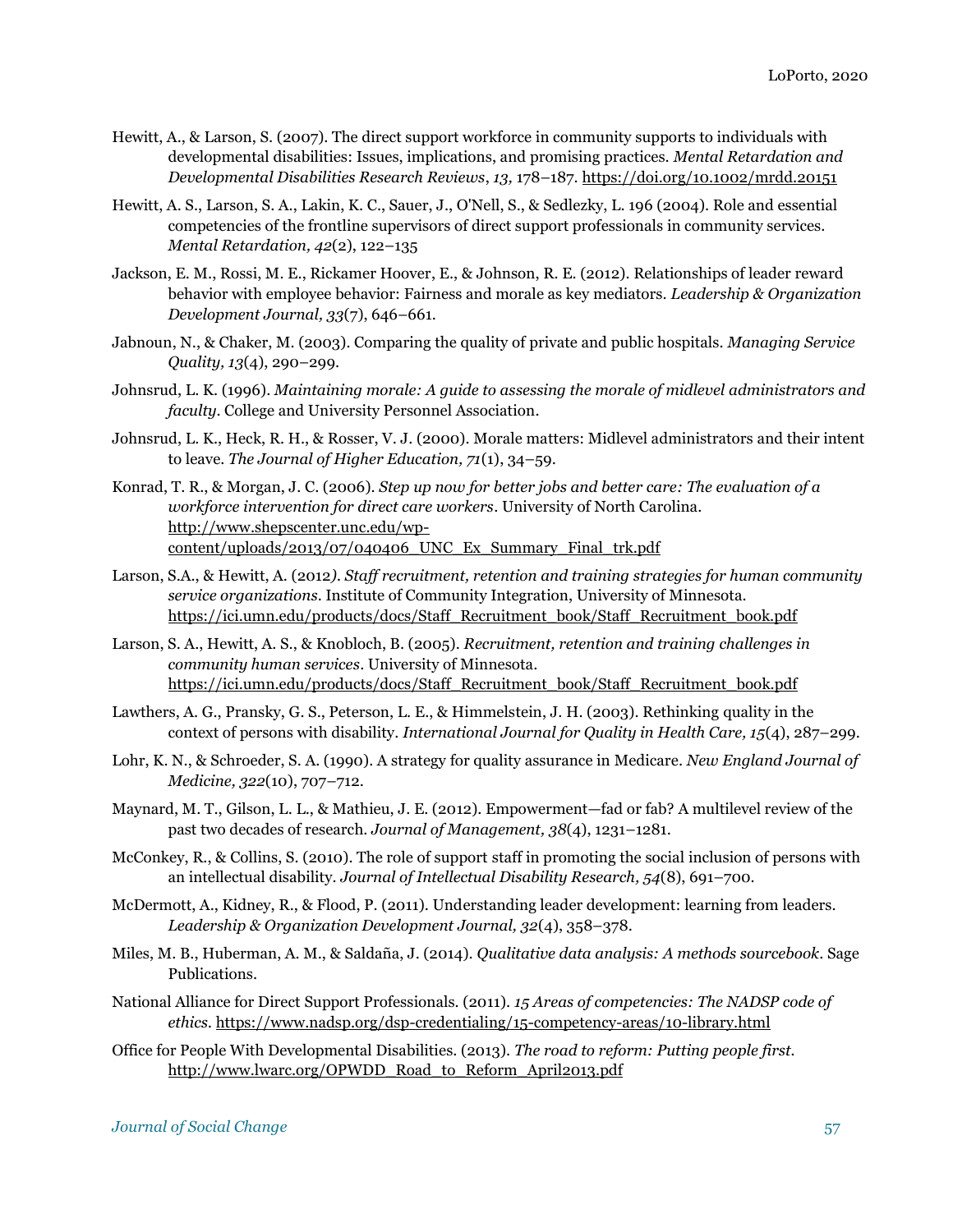Hewitt, A., & Larson, S. (2007). The direct support workforce in community supports to individuals with developmental disabilities: Issues, implications, and promising practices. *Mental Retardation and Developmental Disabilities Research Reviews*, *13,* 178–187. https://doi.org/10.1002/mrdd.20151

Hewitt, A. S., Larson, S. A., Lakin, K. C., Sauer, J., O'Nell, S., & Sedlezky, L. 196 (2004). Role and essential competencies of the frontline supervisors of direct support professionals in community services. *Mental Retardation, 42*(2), 122–135

Jackson, E. M., Rossi, M. E., Rickamer Hoover, E., & Johnson, R. E. (2012). Relationships of leader reward behavior with employee behavior: Fairness and morale as key mediators. *Leadership & Organization Development Journal, 33*(7), 646–661.

Jabnoun, N., & Chaker, M. (2003). Comparing the quality of private and public hospitals. *Managing Service Quality, 13*(4), 290–299.

Johnsrud, L. K. (1996). *Maintaining morale: A guide to assessing the morale of midlevel administrators and faculty*. College and University Personnel Association.

Johnsrud, L. K., Heck, R. H., & Rosser, V. J. (2000). Morale matters: Midlevel administrators and their intent to leave. *The Journal of Higher Education, 71*(1), 34–59.

Konrad, T. R., & Morgan, J. C. (2006). *Step up now for better jobs and better care: The evaluation of a workforce intervention for direct care workers*. University of North Carolina. http://www.shepscenter.unc.edu/wp-content/uploads/2013/07/040406_UNC_Ex_Summary_Final_trk.pdf

Larson, S.A., & Hewitt, A. (2012). *Staff recruitment, retention and training strategies for human community service organizations*. Institute of Community Integration, University of Minnesota. https://ici.umn.edu/products/docs/Staff_Recruitment_book/Staff_Recruitment_book.pdf

Larson, S. A., Hewitt, A. S., & Knobloch, B. (2005). *Recruitment, retention and training challenges in community human services*. University of Minnesota. https://ici.umn.edu/products/docs/Staff_Recruitment_book/Staff_Recruitment_book.pdf

Lawthers, A. G., Pransky, G. S., Peterson, L. E., & Himmelstein, J. H. (2003). Rethinking quality in the context of persons with disability. *International Journal for Quality in Health Care, 15*(4), 287–299.

Lohr, K. N., & Schroeder, S. A. (1990). A strategy for quality assurance in Medicare. *New England Journal of Medicine, 322*(10), 707–712.

Maynard, M. T., Gilson, L. L., & Mathieu, J. E. (2012). Empowerment—fad or fab? A multilevel review of the past two decades of research. *Journal of Management, 38*(4), 1231–1281.

McConkey, R., & Collins, S. (2010). The role of support staff in promoting the social inclusion of persons with an intellectual disability. *Journal of Intellectual Disability Research, 54*(8), 691–700.

McDermott, A., Kidney, R., & Flood, P. (2011). Understanding leader development: learning from leaders. *Leadership & Organization Development Journal, 32*(4), 358–378.

Miles, M. B., Huberman, A. M., & Saldaña, J. (2014). *Qualitative data analysis: A methods sourcebook*. Sage Publications.

National Alliance for Direct Support Professionals. (2011). *15 Areas of competencies: The NADSP code of ethics*. https://www.nadsp.org/dsp-credentialing/15-competency-areas/10-library.html

Office for People With Developmental Disabilities. (2013). *The road to reform: Putting people first*. http://www.lwarc.org/OPWDD_Road_to_Reform_April2013.pdf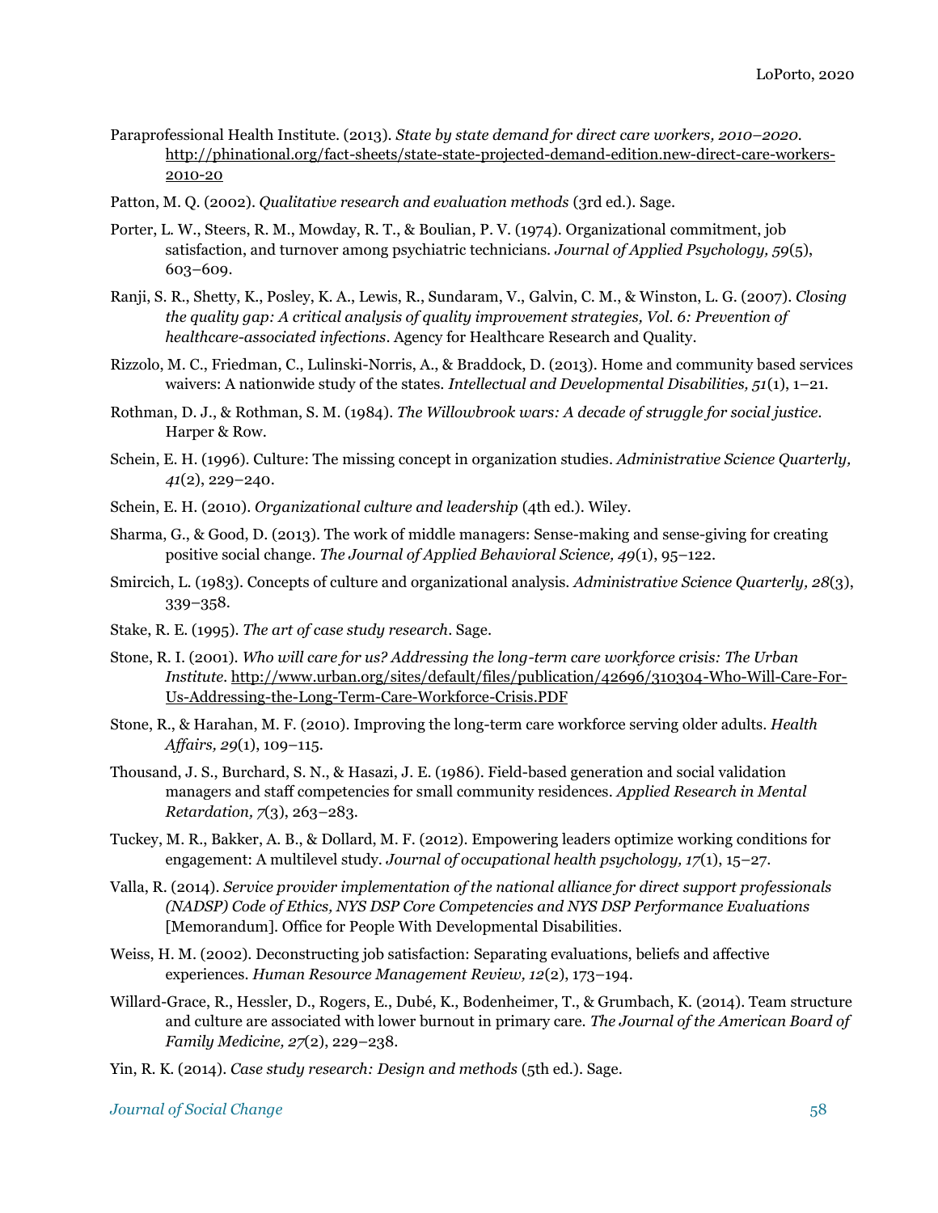Paraprofessional Health Institute. (2013). *State by state demand for direct care workers, 2010–2020*. http://phinational.org/fact-sheets/state-state-projected-demand-edition.new-direct-care-workers-2010-20

Patton, M. Q. (2002). *Qualitative research and evaluation methods* (3rd ed.). Sage.

Porter, L. W., Steers, R. M., Mowday, R. T., & Boulian, P. V. (1974). Organizational commitment, job satisfaction, and turnover among psychiatric technicians. *Journal of Applied Psychology, 59*(5), 603–609.

Ranji, S. R., Shetty, K., Posley, K. A., Lewis, R., Sundaram, V., Galvin, C. M., & Winston, L. G. (2007). *Closing the quality gap: A critical analysis of quality improvement strategies, Vol. 6: Prevention of healthcare-associated infections*. Agency for Healthcare Research and Quality.

Rizzolo, M. C., Friedman, C., Lulinski-Norris, A., & Braddock, D. (2013). Home and community based services waivers: A nationwide study of the states. *Intellectual and Developmental Disabilities, 51*(1), 1–21.

Rothman, D. J., & Rothman, S. M. (1984). *The Willowbrook wars: A decade of struggle for social justice*. Harper & Row.

Schein, E. H. (1996). Culture: The missing concept in organization studies. *Administrative Science Quarterly, 41*(2), 229–240.

Schein, E. H. (2010). *Organizational culture and leadership* (4th ed.). Wiley.

Sharma, G., & Good, D. (2013). The work of middle managers: Sense-making and sense-giving for creating positive social change. *The Journal of Applied Behavioral Science, 49*(1), 95–122.

Smircich, L. (1983). Concepts of culture and organizational analysis. *Administrative Science Quarterly, 28*(3), 339–358.

Stake, R. E. (1995). *The art of case study research*. Sage.

Stone, R. I. (2001). *Who will care for us? Addressing the long-term care workforce crisis: The Urban Institute*. http://www.urban.org/sites/default/files/publication/42696/310304-Who-Will-Care-For-Us-Addressing-the-Long-Term-Care-Workforce-Crisis.PDF

Stone, R., & Harahan, M. F. (2010). Improving the long-term care workforce serving older adults. *Health Affairs, 29*(1), 109–115.

Thousand, J. S., Burchard, S. N., & Hasazi, J. E. (1986). Field-based generation and social validation managers and staff competencies for small community residences. *Applied Research in Mental Retardation, 7*(3), 263–283.

Tuckey, M. R., Bakker, A. B., & Dollard, M. F. (2012). Empowering leaders optimize working conditions for engagement: A multilevel study. *Journal of occupational health psychology, 17*(1), 15–27.

Valla, R. (2014). *Service provider implementation of the national alliance for direct support professionals (NADSP) Code of Ethics, NYS DSP Core Competencies and NYS DSP Performance Evaluations* [Memorandum]. Office for People With Developmental Disabilities.

Weiss, H. M. (2002). Deconstructing job satisfaction: Separating evaluations, beliefs and affective experiences. *Human Resource Management Review, 12*(2), 173–194.

Willard-Grace, R., Hessler, D., Rogers, E., Dubé, K., Bodenheimer, T., & Grumbach, K. (2014). Team structure and culture are associated with lower burnout in primary care. *The Journal of the American Board of Family Medicine, 27*(2), 229–238.

Yin, R. K. (2014). *Case study research: Design and methods* (5th ed.). Sage.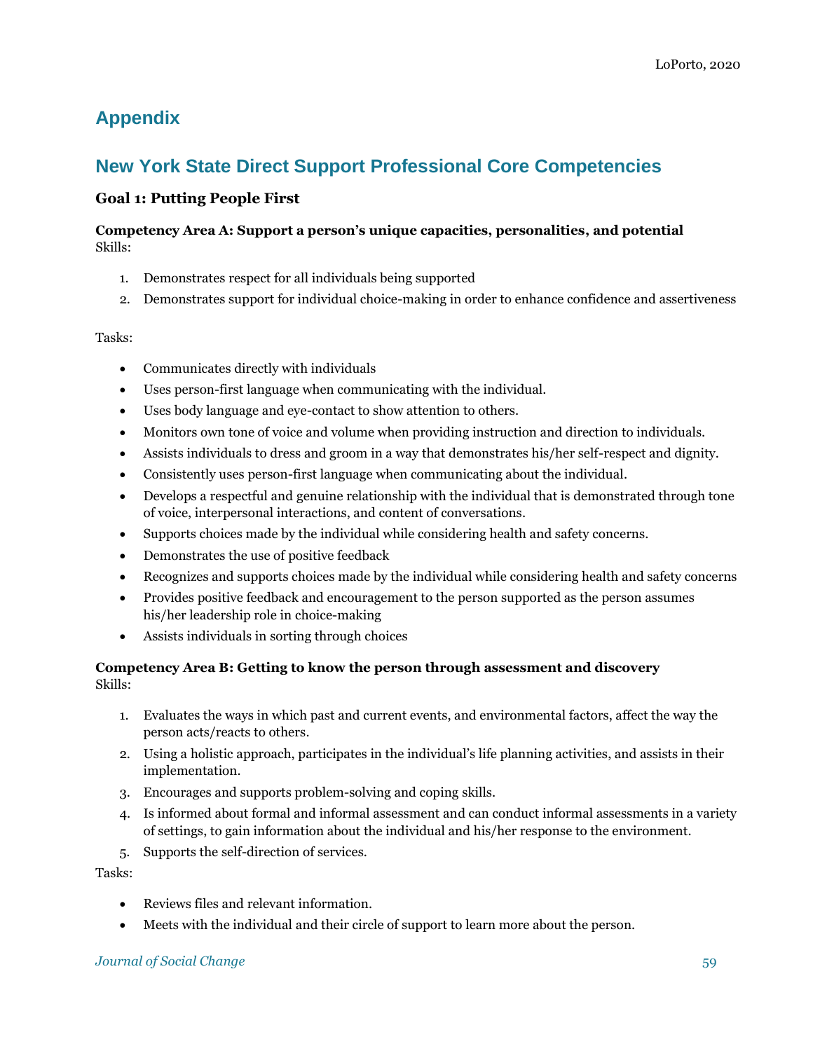# Appendix

## New York State Direct Support Professional Core Competencies

### Goal 1: Putting People First

**Competency Area A: Support a person's unique capacities, personalities, and potential**
Skills:

1. Demonstrates respect for all individuals being supported
2. Demonstrates support for individual choice-making in order to enhance confidence and assertiveness

Tasks:

- Communicates directly with individuals
- Uses person-first language when communicating with the individual.
- Uses body language and eye-contact to show attention to others.
- Monitors own tone of voice and volume when providing instruction and direction to individuals.
- Assists individuals to dress and groom in a way that demonstrates his/her self-respect and dignity.
- Consistently uses person-first language when communicating about the individual.
- Develops a respectful and genuine relationship with the individual that is demonstrated through tone of voice, interpersonal interactions, and content of conversations.
- Supports choices made by the individual while considering health and safety concerns.
- Demonstrates the use of positive feedback
- Recognizes and supports choices made by the individual while considering health and safety concerns
- Provides positive feedback and encouragement to the person supported as the person assumes his/her leadership role in choice-making
- Assists individuals in sorting through choices

**Competency Area B: Getting to know the person through assessment and discovery**
Skills:

1. Evaluates the ways in which past and current events, and environmental factors, affect the way the person acts/reacts to others.
2. Using a holistic approach, participates in the individual's life planning activities, and assists in their implementation.
3. Encourages and supports problem-solving and coping skills.
4. Is informed about formal and informal assessment and can conduct informal assessments in a variety of settings, to gain information about the individual and his/her response to the environment.
5. Supports the self-direction of services.

Tasks:

- Reviews files and relevant information.
- Meets with the individual and their circle of support to learn more about the person.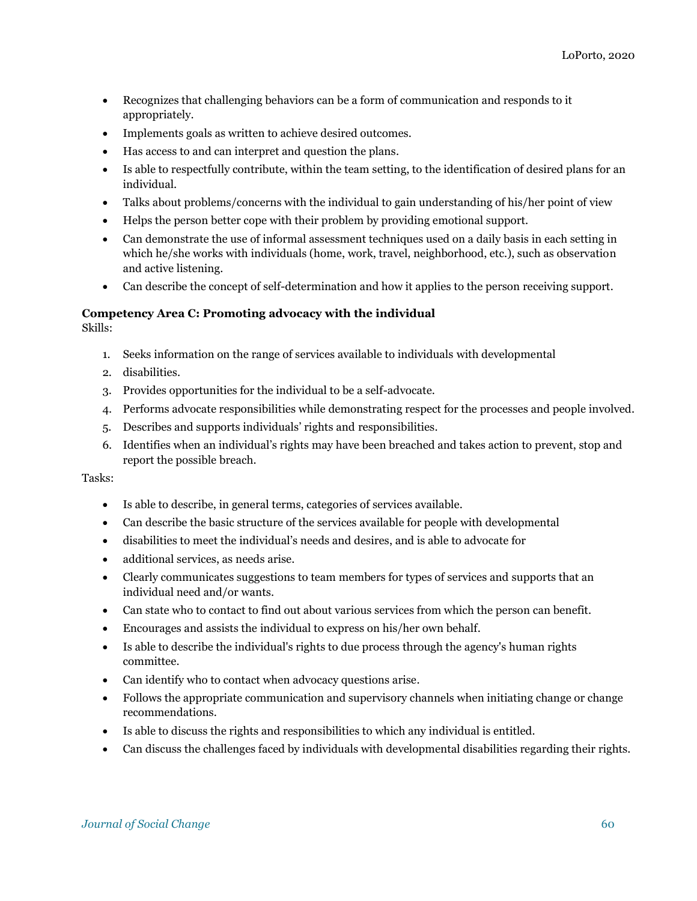- Recognizes that challenging behaviors can be a form of communication and responds to it appropriately.
- Implements goals as written to achieve desired outcomes.
- Has access to and can interpret and question the plans.
- Is able to respectfully contribute, within the team setting, to the identification of desired plans for an individual.
- Talks about problems/concerns with the individual to gain understanding of his/her point of view
- Helps the person better cope with their problem by providing emotional support.
- Can demonstrate the use of informal assessment techniques used on a daily basis in each setting in which he/she works with individuals (home, work, travel, neighborhood, etc.), such as observation and active listening.
- Can describe the concept of self-determination and how it applies to the person receiving support.

**Competency Area C: Promoting advocacy with the individual**
Skills:

1. Seeks information on the range of services available to individuals with developmental
2. disabilities.
3. Provides opportunities for the individual to be a self-advocate.
4. Performs advocate responsibilities while demonstrating respect for the processes and people involved.
5. Describes and supports individuals' rights and responsibilities.
6. Identifies when an individual's rights may have been breached and takes action to prevent, stop and report the possible breach.

Tasks:

- Is able to describe, in general terms, categories of services available.
- Can describe the basic structure of the services available for people with developmental
- disabilities to meet the individual's needs and desires, and is able to advocate for
- additional services, as needs arise.
- Clearly communicates suggestions to team members for types of services and supports that an individual need and/or wants.
- Can state who to contact to find out about various services from which the person can benefit.
- Encourages and assists the individual to express on his/her own behalf.
- Is able to describe the individual's rights to due process through the agency's human rights committee.
- Can identify who to contact when advocacy questions arise.
- Follows the appropriate communication and supervisory channels when initiating change or change recommendations.
- Is able to discuss the rights and responsibilities to which any individual is entitled.
- Can discuss the challenges faced by individuals with developmental disabilities regarding their rights.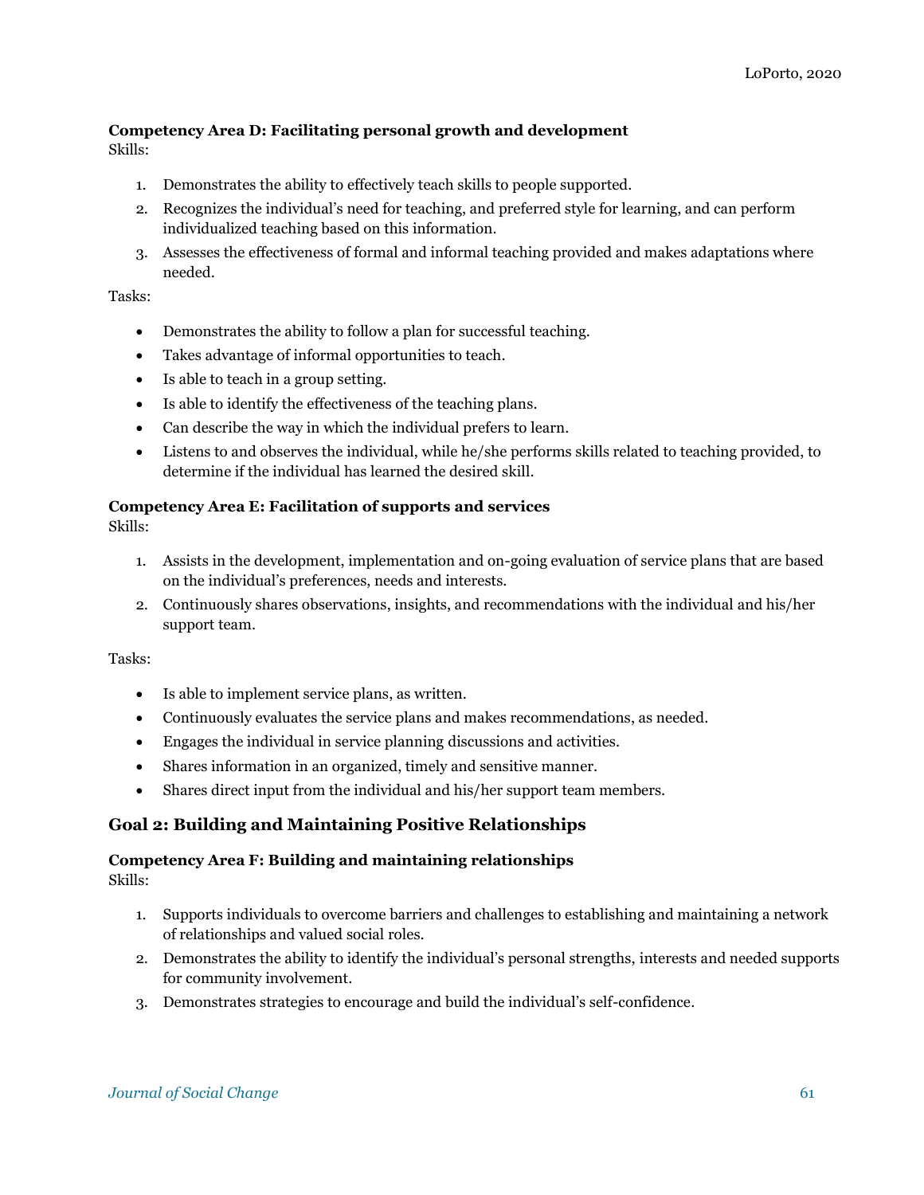**Competency Area D: Facilitating personal growth and development**

Skills:

1. Demonstrates the ability to effectively teach skills to people supported.
2. Recognizes the individual's need for teaching, and preferred style for learning, and can perform individualized teaching based on this information.
3. Assesses the effectiveness of formal and informal teaching provided and makes adaptations where needed.

Tasks:

- Demonstrates the ability to follow a plan for successful teaching.
- Takes advantage of informal opportunities to teach.
- Is able to teach in a group setting.
- Is able to identify the effectiveness of the teaching plans.
- Can describe the way in which the individual prefers to learn.
- Listens to and observes the individual, while he/she performs skills related to teaching provided, to determine if the individual has learned the desired skill.

**Competency Area E: Facilitation of supports and services**

Skills:

1. Assists in the development, implementation and on-going evaluation of service plans that are based on the individual's preferences, needs and interests.
2. Continuously shares observations, insights, and recommendations with the individual and his/her support team.

Tasks:

- Is able to implement service plans, as written.
- Continuously evaluates the service plans and makes recommendations, as needed.
- Engages the individual in service planning discussions and activities.
- Shares information in an organized, timely and sensitive manner.
- Shares direct input from the individual and his/her support team members.

## Goal 2: Building and Maintaining Positive Relationships

**Competency Area F: Building and maintaining relationships**

Skills:

1. Supports individuals to overcome barriers and challenges to establishing and maintaining a network of relationships and valued social roles.
2. Demonstrates the ability to identify the individual's personal strengths, interests and needed supports for community involvement.
3. Demonstrates strategies to encourage and build the individual's self-confidence.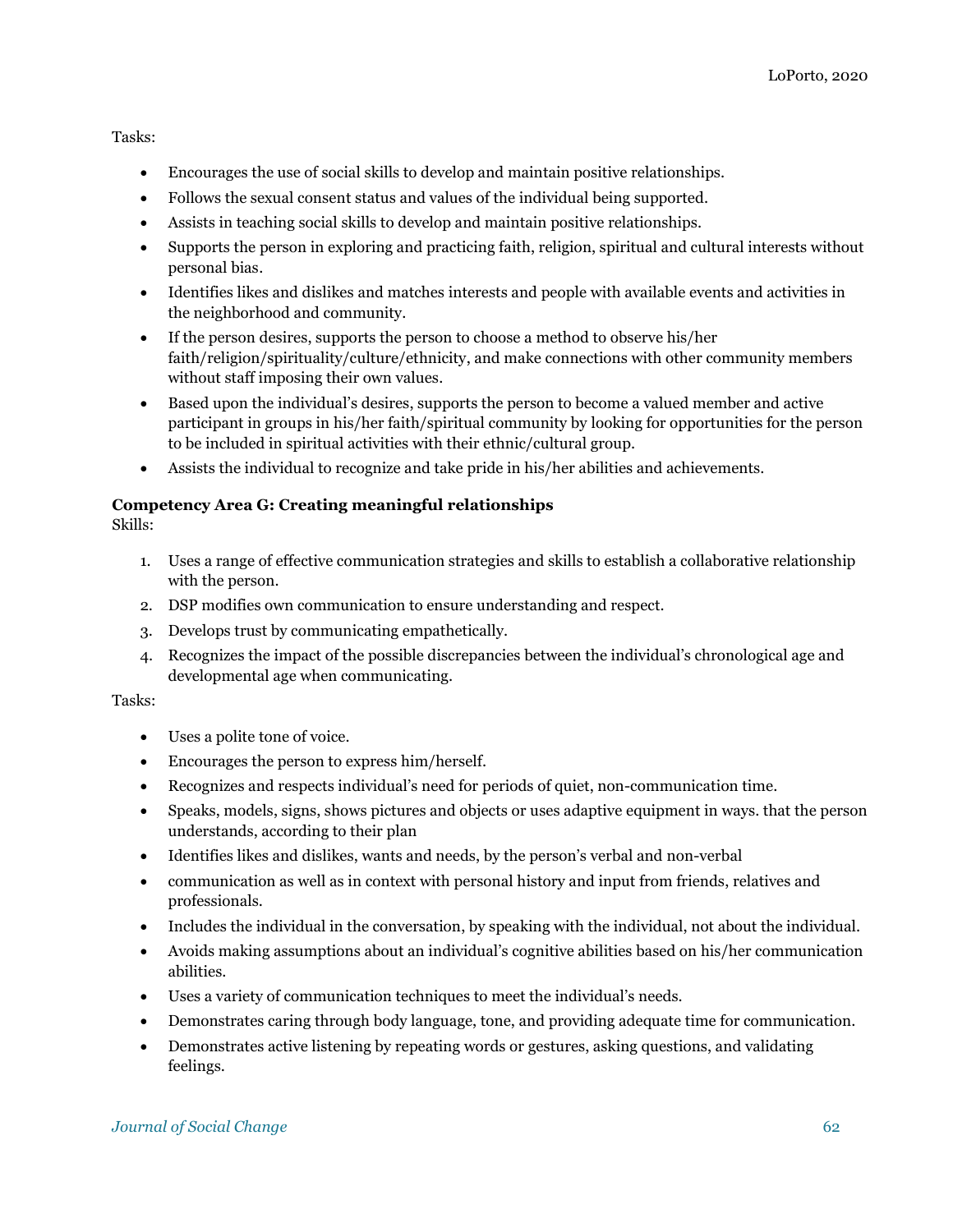Tasks:

- Encourages the use of social skills to develop and maintain positive relationships.
- Follows the sexual consent status and values of the individual being supported.
- Assists in teaching social skills to develop and maintain positive relationships.
- Supports the person in exploring and practicing faith, religion, spiritual and cultural interests without personal bias.
- Identifies likes and dislikes and matches interests and people with available events and activities in the neighborhood and community.
- If the person desires, supports the person to choose a method to observe his/her faith/religion/spirituality/culture/ethnicity, and make connections with other community members without staff imposing their own values.
- Based upon the individual's desires, supports the person to become a valued member and active participant in groups in his/her faith/spiritual community by looking for opportunities for the person to be included in spiritual activities with their ethnic/cultural group.
- Assists the individual to recognize and take pride in his/her abilities and achievements.

**Competency Area G: Creating meaningful relationships**

Skills:

1. Uses a range of effective communication strategies and skills to establish a collaborative relationship with the person.
2. DSP modifies own communication to ensure understanding and respect.
3. Develops trust by communicating empathetically.
4. Recognizes the impact of the possible discrepancies between the individual's chronological age and developmental age when communicating.

Tasks:

- Uses a polite tone of voice.
- Encourages the person to express him/herself.
- Recognizes and respects individual's need for periods of quiet, non-communication time.
- Speaks, models, signs, shows pictures and objects or uses adaptive equipment in ways. that the person understands, according to their plan
- Identifies likes and dislikes, wants and needs, by the person's verbal and non-verbal
- communication as well as in context with personal history and input from friends, relatives and professionals.
- Includes the individual in the conversation, by speaking with the individual, not about the individual.
- Avoids making assumptions about an individual's cognitive abilities based on his/her communication abilities.
- Uses a variety of communication techniques to meet the individual's needs.
- Demonstrates caring through body language, tone, and providing adequate time for communication.
- Demonstrates active listening by repeating words or gestures, asking questions, and validating feelings.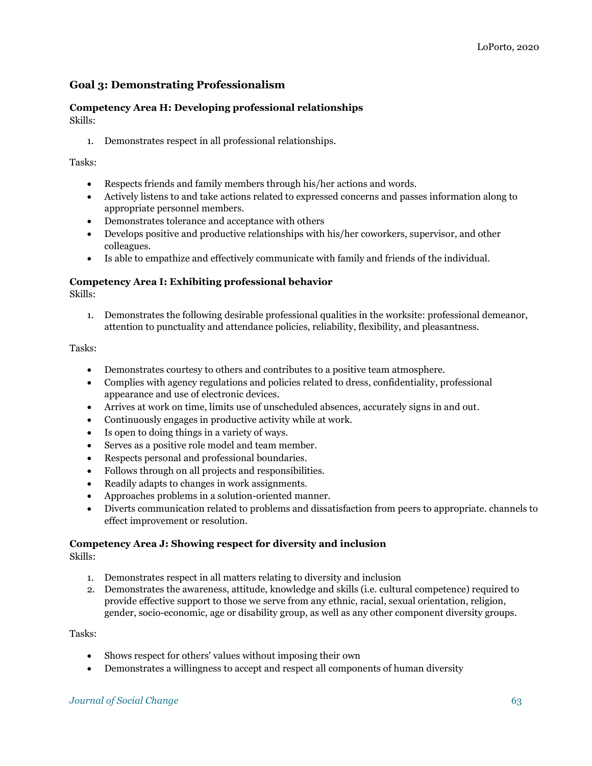## Goal 3: Demonstrating Professionalism

### Competency Area H: Developing professional relationships

Skills:

1. Demonstrates respect in all professional relationships.

Tasks:

- Respects friends and family members through his/her actions and words.
- Actively listens to and take actions related to expressed concerns and passes information along to appropriate personnel members.
- Demonstrates tolerance and acceptance with others
- Develops positive and productive relationships with his/her coworkers, supervisor, and other colleagues.
- Is able to empathize and effectively communicate with family and friends of the individual.

### Competency Area I: Exhibiting professional behavior

Skills:

1. Demonstrates the following desirable professional qualities in the worksite: professional demeanor, attention to punctuality and attendance policies, reliability, flexibility, and pleasantness.

Tasks:

- Demonstrates courtesy to others and contributes to a positive team atmosphere.
- Complies with agency regulations and policies related to dress, confidentiality, professional appearance and use of electronic devices.
- Arrives at work on time, limits use of unscheduled absences, accurately signs in and out.
- Continuously engages in productive activity while at work.
- Is open to doing things in a variety of ways.
- Serves as a positive role model and team member.
- Respects personal and professional boundaries.
- Follows through on all projects and responsibilities.
- Readily adapts to changes in work assignments.
- Approaches problems in a solution-oriented manner.
- Diverts communication related to problems and dissatisfaction from peers to appropriate. channels to effect improvement or resolution.

### Competency Area J: Showing respect for diversity and inclusion

Skills:

1. Demonstrates respect in all matters relating to diversity and inclusion
2. Demonstrates the awareness, attitude, knowledge and skills (i.e. cultural competence) required to provide effective support to those we serve from any ethnic, racial, sexual orientation, religion, gender, socio-economic, age or disability group, as well as any other component diversity groups.

Tasks:

- Shows respect for others' values without imposing their own
- Demonstrates a willingness to accept and respect all components of human diversity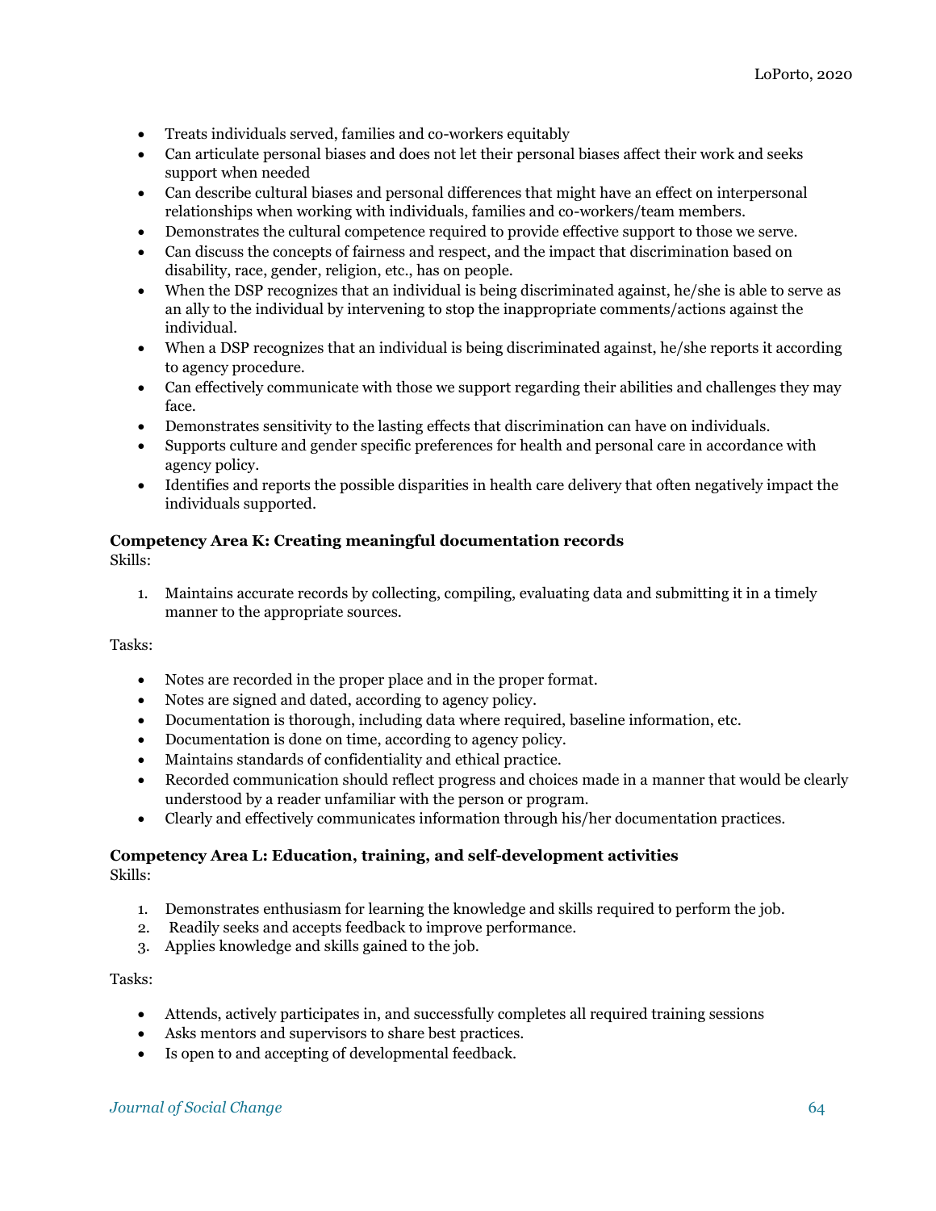- Treats individuals served, families and co-workers equitably
- Can articulate personal biases and does not let their personal biases affect their work and seeks support when needed
- Can describe cultural biases and personal differences that might have an effect on interpersonal relationships when working with individuals, families and co-workers/team members.
- Demonstrates the cultural competence required to provide effective support to those we serve.
- Can discuss the concepts of fairness and respect, and the impact that discrimination based on disability, race, gender, religion, etc., has on people.
- When the DSP recognizes that an individual is being discriminated against, he/she is able to serve as an ally to the individual by intervening to stop the inappropriate comments/actions against the individual.
- When a DSP recognizes that an individual is being discriminated against, he/she reports it according to agency procedure.
- Can effectively communicate with those we support regarding their abilities and challenges they may face.
- Demonstrates sensitivity to the lasting effects that discrimination can have on individuals.
- Supports culture and gender specific preferences for health and personal care in accordance with agency policy.
- Identifies and reports the possible disparities in health care delivery that often negatively impact the individuals supported.

**Competency Area K: Creating meaningful documentation records**
Skills:

1. Maintains accurate records by collecting, compiling, evaluating data and submitting it in a timely manner to the appropriate sources.

Tasks:

- Notes are recorded in the proper place and in the proper format.
- Notes are signed and dated, according to agency policy.
- Documentation is thorough, including data where required, baseline information, etc.
- Documentation is done on time, according to agency policy.
- Maintains standards of confidentiality and ethical practice.
- Recorded communication should reflect progress and choices made in a manner that would be clearly understood by a reader unfamiliar with the person or program.
- Clearly and effectively communicates information through his/her documentation practices.

**Competency Area L: Education, training, and self-development activities**
Skills:

1. Demonstrates enthusiasm for learning the knowledge and skills required to perform the job.
2. Readily seeks and accepts feedback to improve performance.
3. Applies knowledge and skills gained to the job.

Tasks:

- Attends, actively participates in, and successfully completes all required training sessions
- Asks mentors and supervisors to share best practices.
- Is open to and accepting of developmental feedback.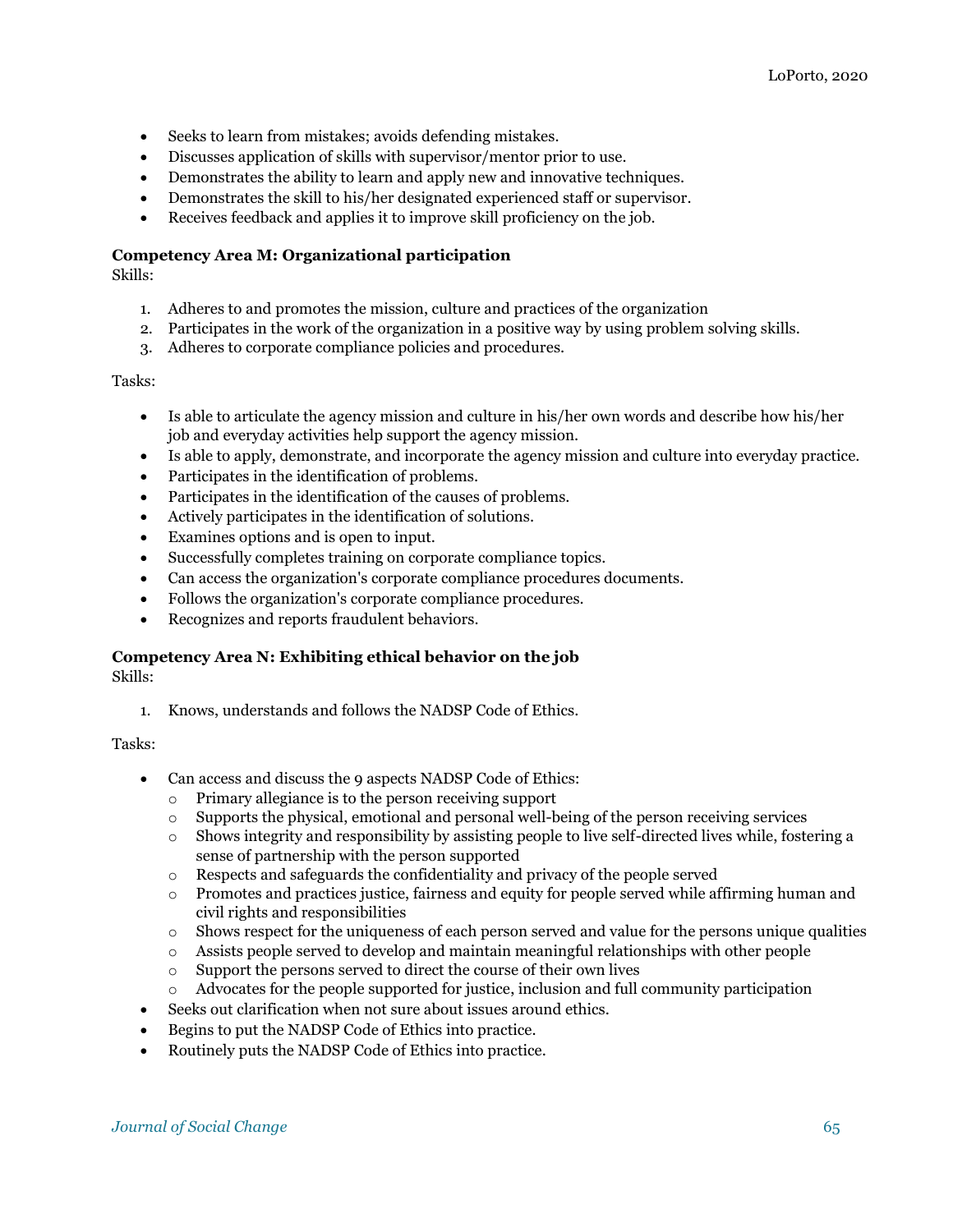- Seeks to learn from mistakes; avoids defending mistakes.
- Discusses application of skills with supervisor/mentor prior to use.
- Demonstrates the ability to learn and apply new and innovative techniques.
- Demonstrates the skill to his/her designated experienced staff or supervisor.
- Receives feedback and applies it to improve skill proficiency on the job.

**Competency Area M: Organizational participation**
Skills:

1. Adheres to and promotes the mission, culture and practices of the organization
2. Participates in the work of the organization in a positive way by using problem solving skills.
3. Adheres to corporate compliance policies and procedures.

Tasks:

- Is able to articulate the agency mission and culture in his/her own words and describe how his/her job and everyday activities help support the agency mission.
- Is able to apply, demonstrate, and incorporate the agency mission and culture into everyday practice.
- Participates in the identification of problems.
- Participates in the identification of the causes of problems.
- Actively participates in the identification of solutions.
- Examines options and is open to input.
- Successfully completes training on corporate compliance topics.
- Can access the organization's corporate compliance procedures documents.
- Follows the organization's corporate compliance procedures.
- Recognizes and reports fraudulent behaviors.

**Competency Area N: Exhibiting ethical behavior on the job**
Skills:

1. Knows, understands and follows the NADSP Code of Ethics.

Tasks:

- Can access and discuss the 9 aspects NADSP Code of Ethics:
  - Primary allegiance is to the person receiving support
  - Supports the physical, emotional and personal well-being of the person receiving services
  - Shows integrity and responsibility by assisting people to live self-directed lives while, fostering a sense of partnership with the person supported
  - Respects and safeguards the confidentiality and privacy of the people served
  - Promotes and practices justice, fairness and equity for people served while affirming human and civil rights and responsibilities
  - Shows respect for the uniqueness of each person served and value for the persons unique qualities
  - Assists people served to develop and maintain meaningful relationships with other people
  - Support the persons served to direct the course of their own lives
  - Advocates for the people supported for justice, inclusion and full community participation
- Seeks out clarification when not sure about issues around ethics.
- Begins to put the NADSP Code of Ethics into practice.
- Routinely puts the NADSP Code of Ethics into practice.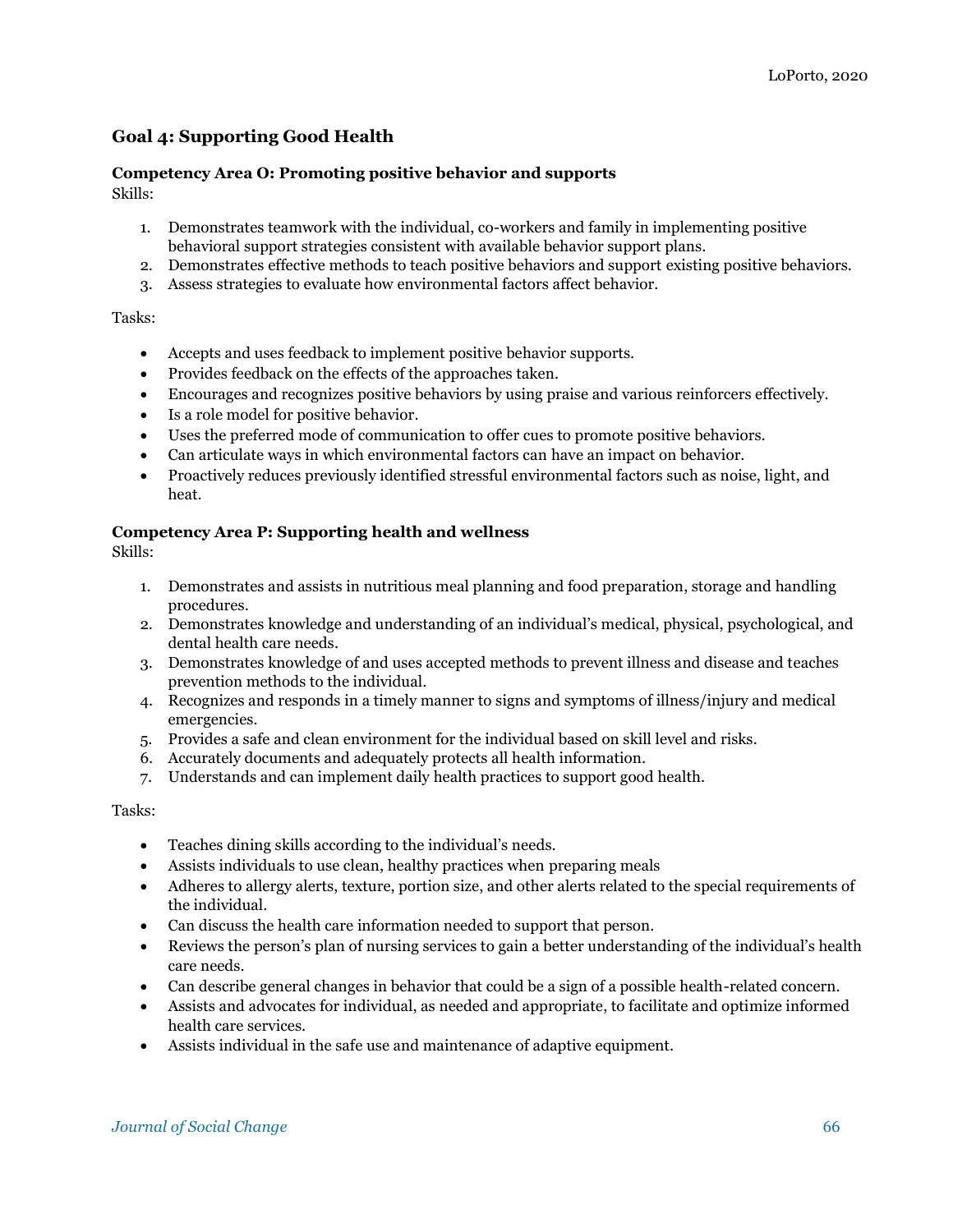## Goal 4: Supporting Good Health

**Competency Area O: Promoting positive behavior and supports**
Skills:

1. Demonstrates teamwork with the individual, co-workers and family in implementing positive behavioral support strategies consistent with available behavior support plans.
2. Demonstrates effective methods to teach positive behaviors and support existing positive behaviors.
3. Assess strategies to evaluate how environmental factors affect behavior.

Tasks:

- Accepts and uses feedback to implement positive behavior supports.
- Provides feedback on the effects of the approaches taken.
- Encourages and recognizes positive behaviors by using praise and various reinforcers effectively.
- Is a role model for positive behavior.
- Uses the preferred mode of communication to offer cues to promote positive behaviors.
- Can articulate ways in which environmental factors can have an impact on behavior.
- Proactively reduces previously identified stressful environmental factors such as noise, light, and heat.

**Competency Area P: Supporting health and wellness**
Skills:

1. Demonstrates and assists in nutritious meal planning and food preparation, storage and handling procedures.
2. Demonstrates knowledge and understanding of an individual's medical, physical, psychological, and dental health care needs.
3. Demonstrates knowledge of and uses accepted methods to prevent illness and disease and teaches prevention methods to the individual.
4. Recognizes and responds in a timely manner to signs and symptoms of illness/injury and medical emergencies.
5. Provides a safe and clean environment for the individual based on skill level and risks.
6. Accurately documents and adequately protects all health information.
7. Understands and can implement daily health practices to support good health.

Tasks:

- Teaches dining skills according to the individual's needs.
- Assists individuals to use clean, healthy practices when preparing meals
- Adheres to allergy alerts, texture, portion size, and other alerts related to the special requirements of the individual.
- Can discuss the health care information needed to support that person.
- Reviews the person's plan of nursing services to gain a better understanding of the individual's health care needs.
- Can describe general changes in behavior that could be a sign of a possible health-related concern.
- Assists and advocates for individual, as needed and appropriate, to facilitate and optimize informed health care services.
- Assists individual in the safe use and maintenance of adaptive equipment.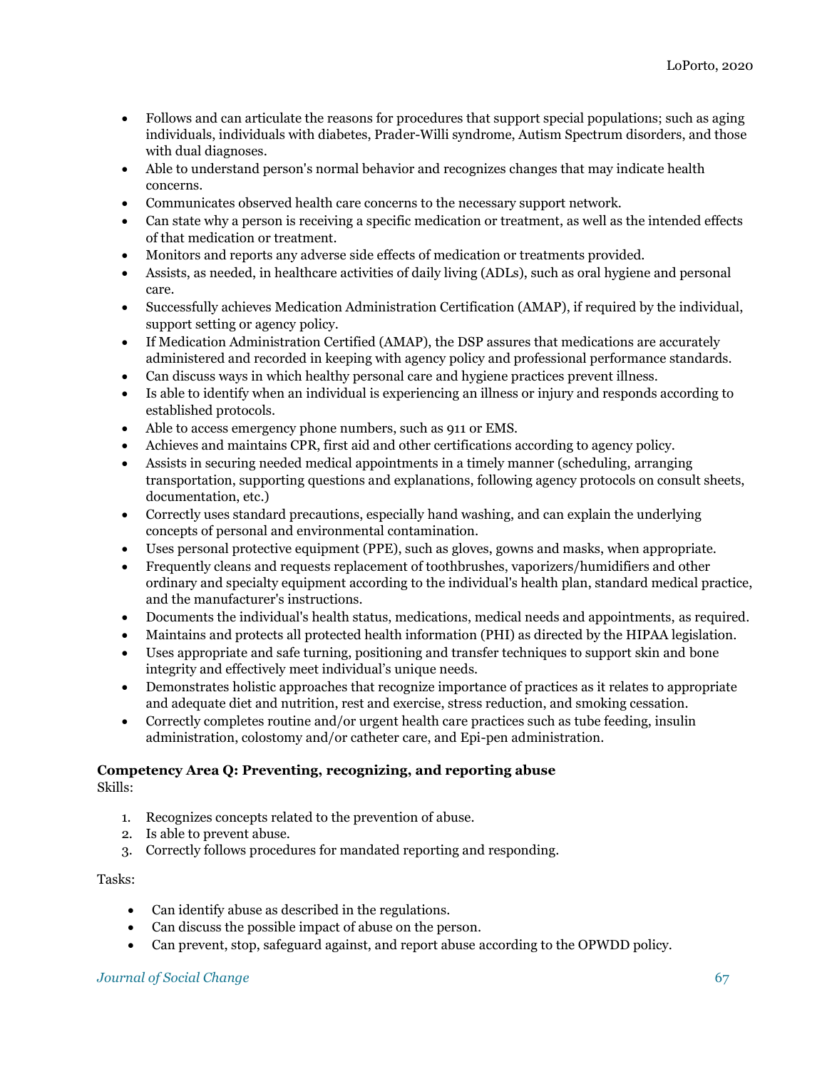- Follows and can articulate the reasons for procedures that support special populations; such as aging individuals, individuals with diabetes, Prader-Willi syndrome, Autism Spectrum disorders, and those with dual diagnoses.
- Able to understand person's normal behavior and recognizes changes that may indicate health concerns.
- Communicates observed health care concerns to the necessary support network.
- Can state why a person is receiving a specific medication or treatment, as well as the intended effects of that medication or treatment.
- Monitors and reports any adverse side effects of medication or treatments provided.
- Assists, as needed, in healthcare activities of daily living (ADLs), such as oral hygiene and personal care.
- Successfully achieves Medication Administration Certification (AMAP), if required by the individual, support setting or agency policy.
- If Medication Administration Certified (AMAP), the DSP assures that medications are accurately administered and recorded in keeping with agency policy and professional performance standards.
- Can discuss ways in which healthy personal care and hygiene practices prevent illness.
- Is able to identify when an individual is experiencing an illness or injury and responds according to established protocols.
- Able to access emergency phone numbers, such as 911 or EMS.
- Achieves and maintains CPR, first aid and other certifications according to agency policy.
- Assists in securing needed medical appointments in a timely manner (scheduling, arranging transportation, supporting questions and explanations, following agency protocols on consult sheets, documentation, etc.)
- Correctly uses standard precautions, especially hand washing, and can explain the underlying concepts of personal and environmental contamination.
- Uses personal protective equipment (PPE), such as gloves, gowns and masks, when appropriate.
- Frequently cleans and requests replacement of toothbrushes, vaporizers/humidifiers and other ordinary and specialty equipment according to the individual's health plan, standard medical practice, and the manufacturer's instructions.
- Documents the individual's health status, medications, medical needs and appointments, as required.
- Maintains and protects all protected health information (PHI) as directed by the HIPAA legislation.
- Uses appropriate and safe turning, positioning and transfer techniques to support skin and bone integrity and effectively meet individual's unique needs.
- Demonstrates holistic approaches that recognize importance of practices as it relates to appropriate and adequate diet and nutrition, rest and exercise, stress reduction, and smoking cessation.
- Correctly completes routine and/or urgent health care practices such as tube feeding, insulin administration, colostomy and/or catheter care, and Epi-pen administration.

**Competency Area Q: Preventing, recognizing, and reporting abuse**
Skills:

1. Recognizes concepts related to the prevention of abuse.
2. Is able to prevent abuse.
3. Correctly follows procedures for mandated reporting and responding.

Tasks:

- Can identify abuse as described in the regulations.
- Can discuss the possible impact of abuse on the person.
- Can prevent, stop, safeguard against, and report abuse according to the OPWDD policy.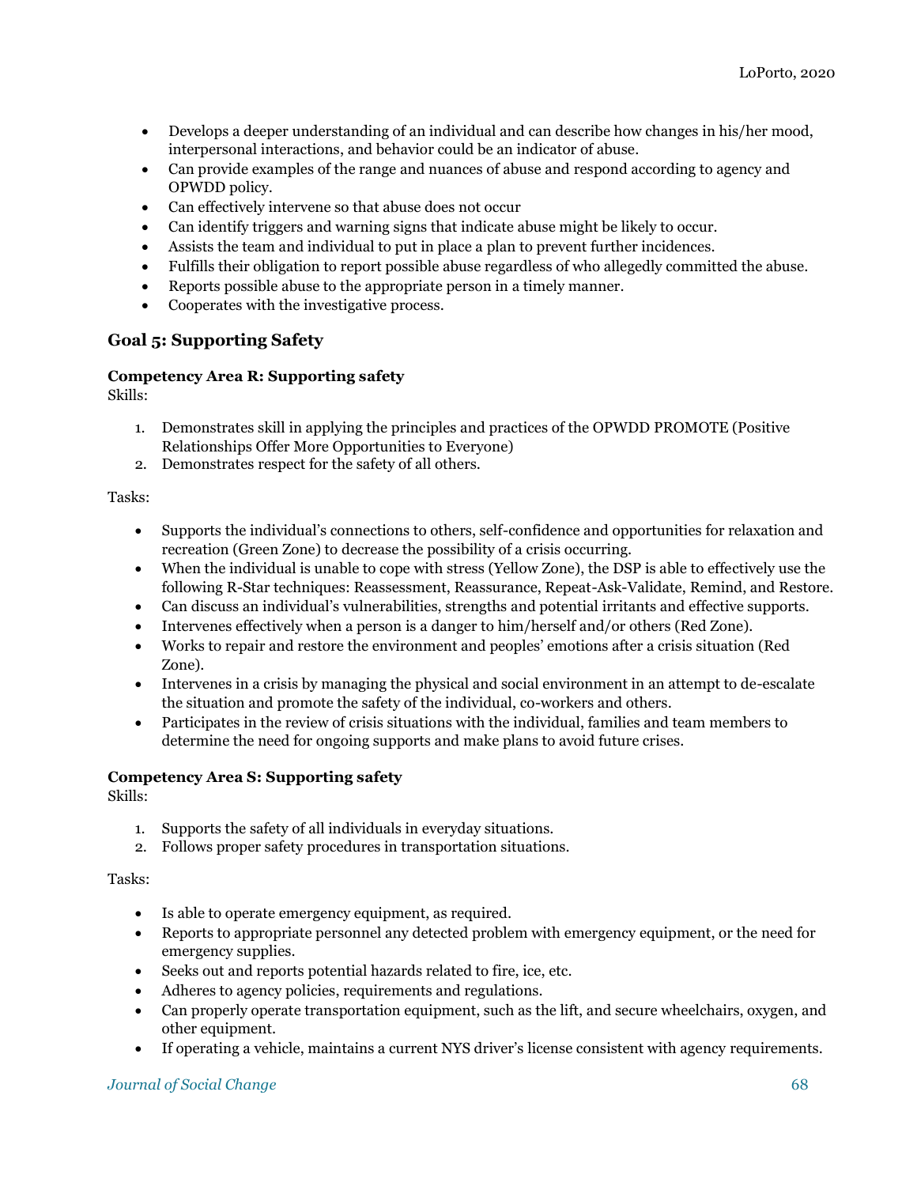- Develops a deeper understanding of an individual and can describe how changes in his/her mood, interpersonal interactions, and behavior could be an indicator of abuse.
- Can provide examples of the range and nuances of abuse and respond according to agency and OPWDD policy.
- Can effectively intervene so that abuse does not occur
- Can identify triggers and warning signs that indicate abuse might be likely to occur.
- Assists the team and individual to put in place a plan to prevent further incidences.
- Fulfills their obligation to report possible abuse regardless of who allegedly committed the abuse.
- Reports possible abuse to the appropriate person in a timely manner.
- Cooperates with the investigative process.

## Goal 5: Supporting Safety

**Competency Area R: Supporting safety**
Skills:

1. Demonstrates skill in applying the principles and practices of the OPWDD PROMOTE (Positive Relationships Offer More Opportunities to Everyone)
2. Demonstrates respect for the safety of all others.

Tasks:

- Supports the individual's connections to others, self-confidence and opportunities for relaxation and recreation (Green Zone) to decrease the possibility of a crisis occurring.
- When the individual is unable to cope with stress (Yellow Zone), the DSP is able to effectively use the following R-Star techniques: Reassessment, Reassurance, Repeat-Ask-Validate, Remind, and Restore.
- Can discuss an individual's vulnerabilities, strengths and potential irritants and effective supports.
- Intervenes effectively when a person is a danger to him/herself and/or others (Red Zone).
- Works to repair and restore the environment and peoples' emotions after a crisis situation (Red Zone).
- Intervenes in a crisis by managing the physical and social environment in an attempt to de-escalate the situation and promote the safety of the individual, co-workers and others.
- Participates in the review of crisis situations with the individual, families and team members to determine the need for ongoing supports and make plans to avoid future crises.

**Competency Area S: Supporting safety**
Skills:

1. Supports the safety of all individuals in everyday situations.
2. Follows proper safety procedures in transportation situations.

Tasks:

- Is able to operate emergency equipment, as required.
- Reports to appropriate personnel any detected problem with emergency equipment, or the need for emergency supplies.
- Seeks out and reports potential hazards related to fire, ice, etc.
- Adheres to agency policies, requirements and regulations.
- Can properly operate transportation equipment, such as the lift, and secure wheelchairs, oxygen, and other equipment.
- If operating a vehicle, maintains a current NYS driver's license consistent with agency requirements.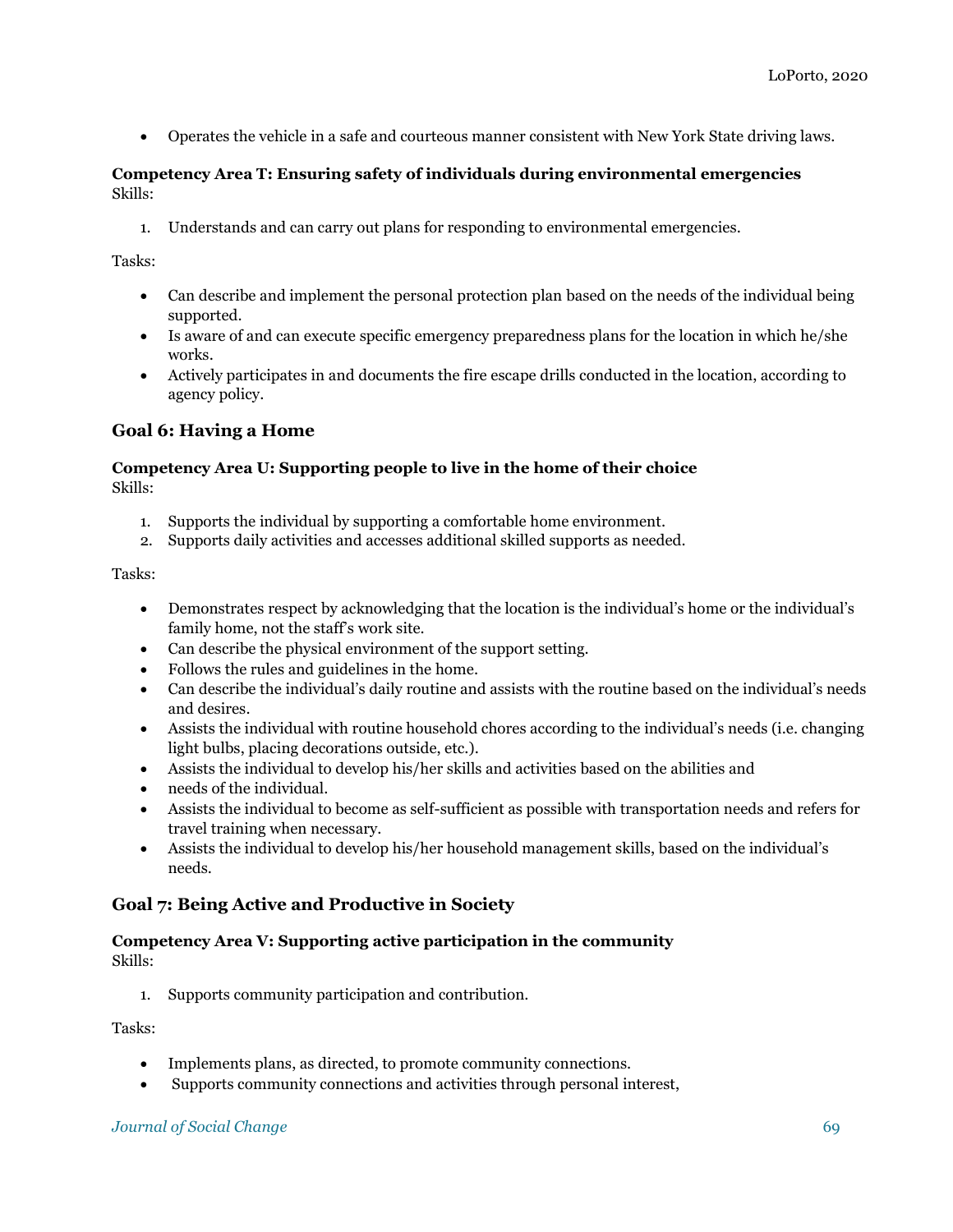- Operates the vehicle in a safe and courteous manner consistent with New York State driving laws.

**Competency Area T: Ensuring safety of individuals during environmental emergencies**
Skills:

1. Understands and can carry out plans for responding to environmental emergencies.

Tasks:

- Can describe and implement the personal protection plan based on the needs of the individual being supported.
- Is aware of and can execute specific emergency preparedness plans for the location in which he/she works.
- Actively participates in and documents the fire escape drills conducted in the location, according to agency policy.

### Goal 6: Having a Home

**Competency Area U: Supporting people to live in the home of their choice**
Skills:

1. Supports the individual by supporting a comfortable home environment.
2. Supports daily activities and accesses additional skilled supports as needed.

Tasks:

- Demonstrates respect by acknowledging that the location is the individual's home or the individual's family home, not the staff's work site.
- Can describe the physical environment of the support setting.
- Follows the rules and guidelines in the home.
- Can describe the individual's daily routine and assists with the routine based on the individual's needs and desires.
- Assists the individual with routine household chores according to the individual's needs (i.e. changing light bulbs, placing decorations outside, etc.).
- Assists the individual to develop his/her skills and activities based on the abilities and
- needs of the individual.
- Assists the individual to become as self-sufficient as possible with transportation needs and refers for travel training when necessary.
- Assists the individual to develop his/her household management skills, based on the individual's needs.

### Goal 7: Being Active and Productive in Society

**Competency Area V: Supporting active participation in the community**
Skills:

1. Supports community participation and contribution.

Tasks:

- Implements plans, as directed, to promote community connections.
- Supports community connections and activities through personal interest,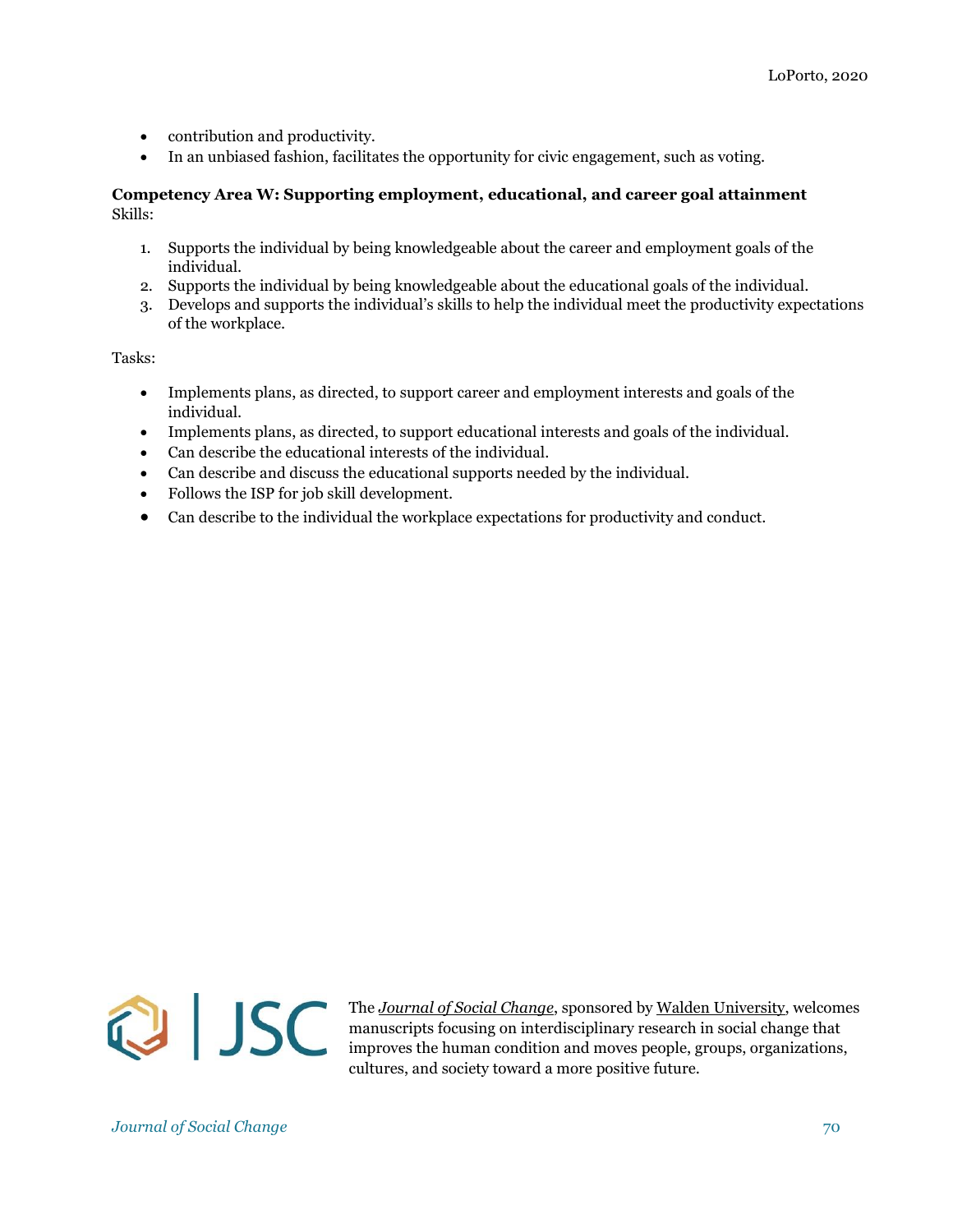- contribution and productivity.
- In an unbiased fashion, facilitates the opportunity for civic engagement, such as voting.

**Competency Area W: Supporting employment, educational, and career goal attainment**
Skills:

1. Supports the individual by being knowledgeable about the career and employment goals of the individual.
2. Supports the individual by being knowledgeable about the educational goals of the individual.
3. Develops and supports the individual's skills to help the individual meet the productivity expectations of the workplace.

Tasks:

- Implements plans, as directed, to support career and employment interests and goals of the individual.
- Implements plans, as directed, to support educational interests and goals of the individual.
- Can describe the educational interests of the individual.
- Can describe and discuss the educational supports needed by the individual.
- Follows the ISP for job skill development.
- Can describe to the individual the workplace expectations for productivity and conduct.

The *Journal of Social Change*, sponsored by Walden University, welcomes manuscripts focusing on interdisciplinary research in social change that improves the human condition and moves people, groups, organizations, cultures, and society toward a more positive future.